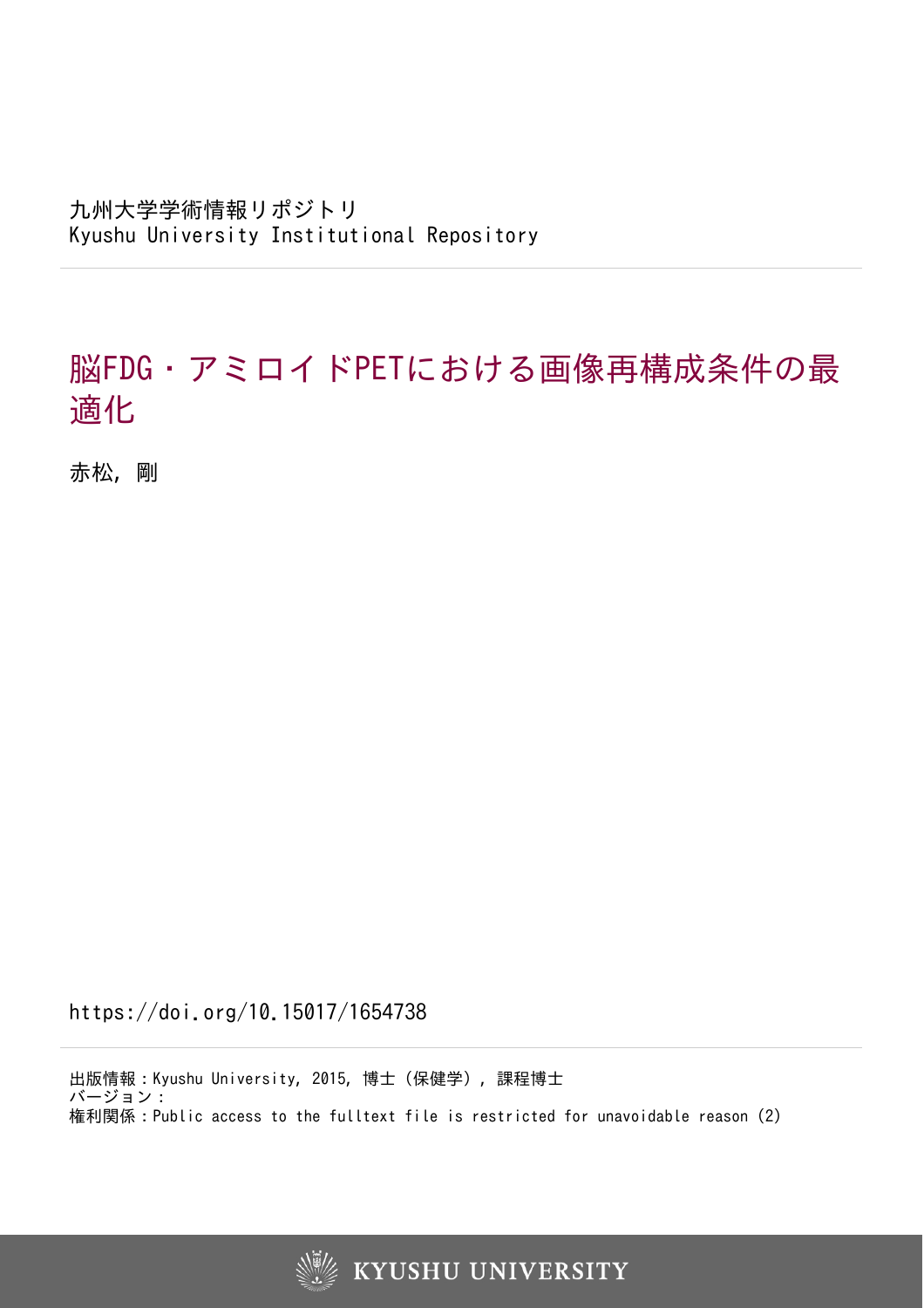九州大学学術情報リポジトリ
Kyushu University Institutional Repository

# 脳FDG・アミロイドPETにおける画像再構成条件の最適化

赤松, 剛

https://doi.org/10.15017/1654738

出版情報：Kyushu University, 2015, 博士（保健学）, 課程博士
バージョン：
権利関係：Public access to the fulltext file is restricted for unavoidable reason (2)

KYUSHU UNIVERSITY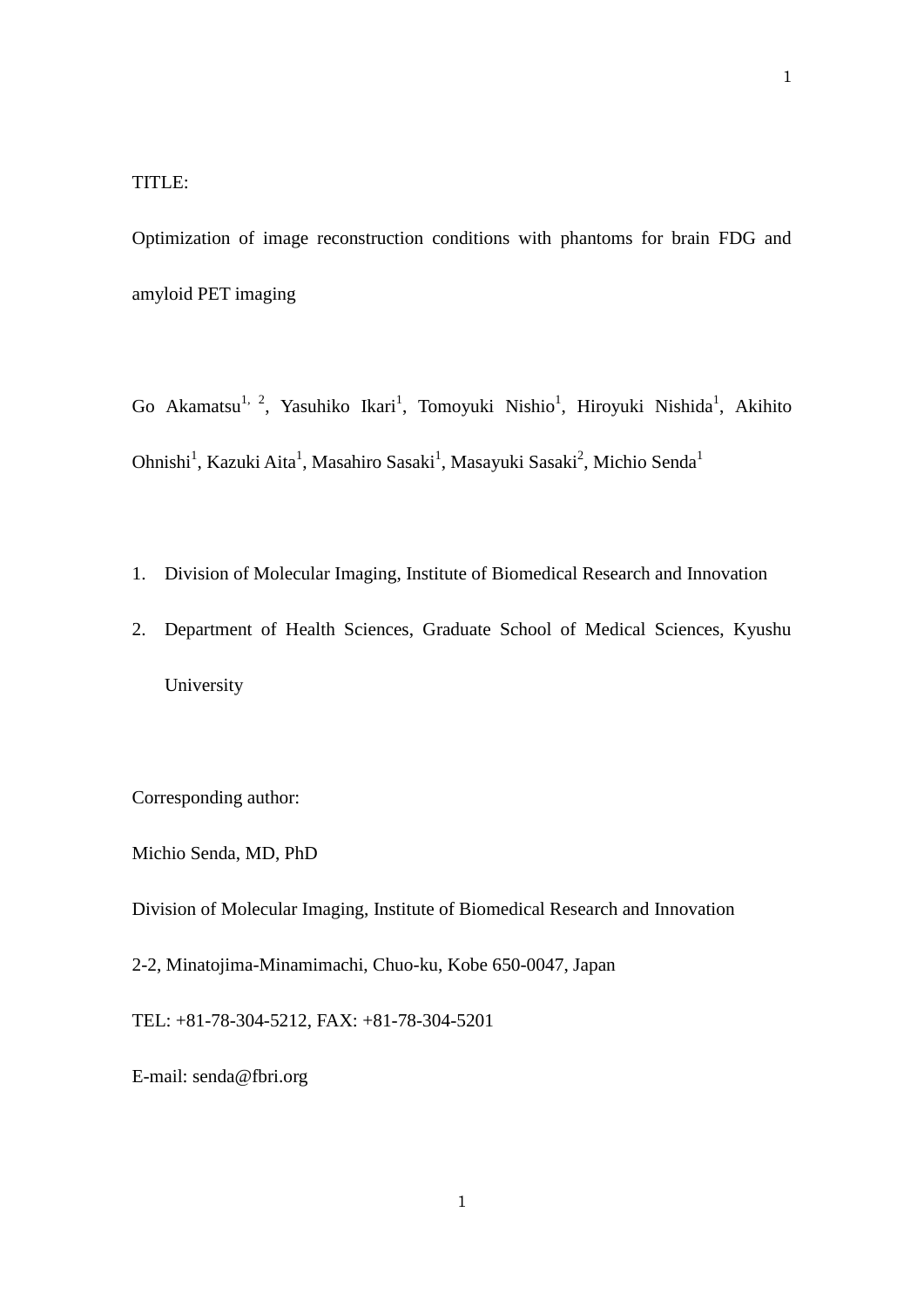TITLE:

Optimization of image reconstruction conditions with phantoms for brain FDG and amyloid PET imaging

Go Akamatsu[1, 2], Yasuhiko Ikari[1], Tomoyuki Nishio[1], Hiroyuki Nishida[1], Akihito Ohnishi[1], Kazuki Aita[1], Masahiro Sasaki[1], Masayuki Sasaki[2], Michio Senda[1]

1. Division of Molecular Imaging, Institute of Biomedical Research and Innovation
2. Department of Health Sciences, Graduate School of Medical Sciences, Kyushu University

Corresponding author:

Michio Senda, MD, PhD

Division of Molecular Imaging, Institute of Biomedical Research and Innovation

2-2, Minatojima-Minamimachi, Chuo-ku, Kobe 650-0047, Japan

TEL: +81-78-304-5212, FAX: +81-78-304-5201

E-mail: senda@fbri.org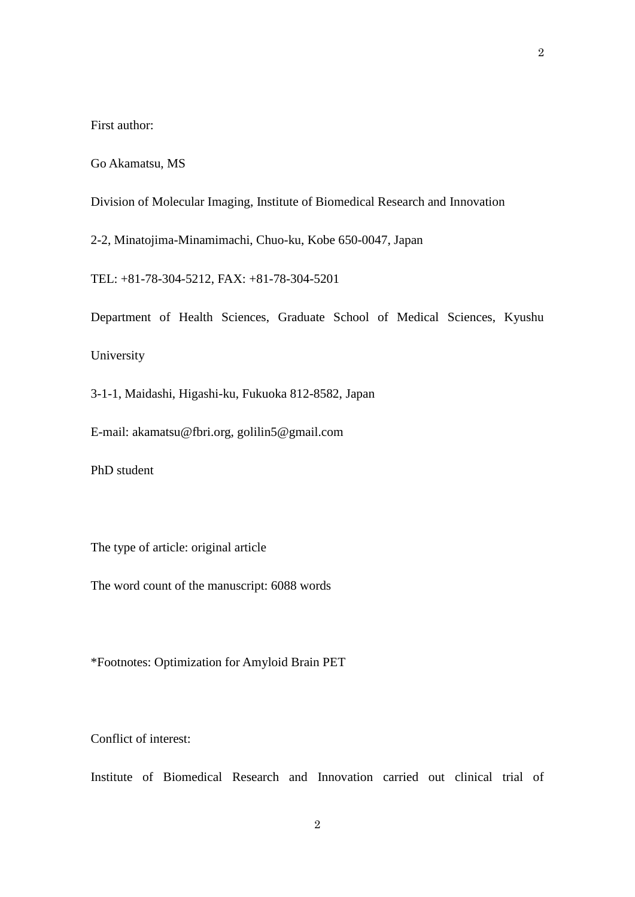First author:

Go Akamatsu, MS

Division of Molecular Imaging, Institute of Biomedical Research and Innovation

2-2, Minatojima-Minamimachi, Chuo-ku, Kobe 650-0047, Japan

TEL: +81-78-304-5212, FAX: +81-78-304-5201

Department of Health Sciences, Graduate School of Medical Sciences, Kyushu University

3-1-1, Maidashi, Higashi-ku, Fukuoka 812-8582, Japan

E-mail: akamatsu@fbri.org, golilin5@gmail.com

PhD student

The type of article: original article

The word count of the manuscript: 6088 words

*Footnotes: Optimization for Amyloid Brain PET

Conflict of interest:

Institute of Biomedical Research and Innovation carried out clinical trial of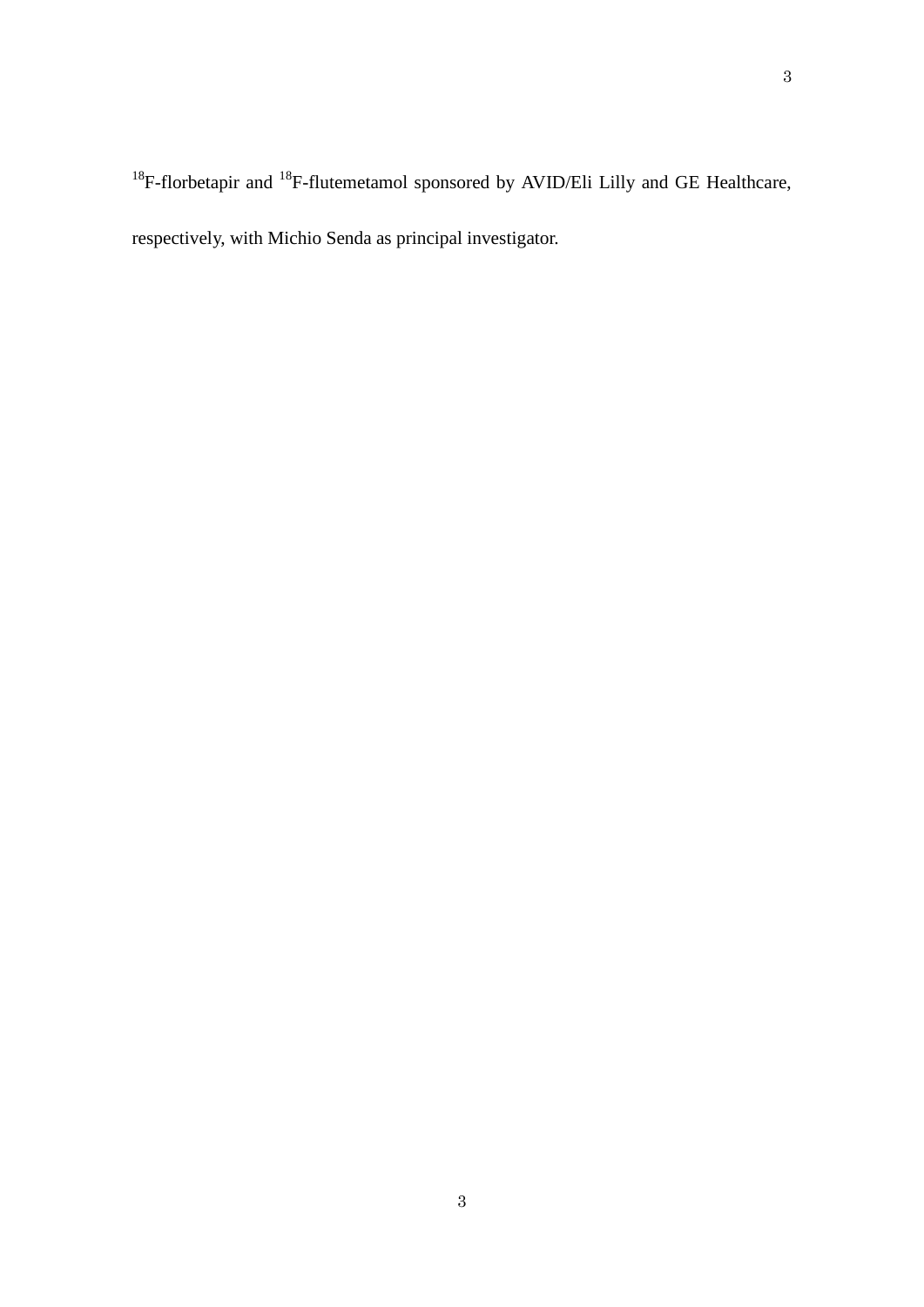$^{18}$F-florbetapir and $^{18}$F-flutemetamol sponsored by AVID/Eli Lilly and GE Healthcare, respectively, with Michio Senda as principal investigator.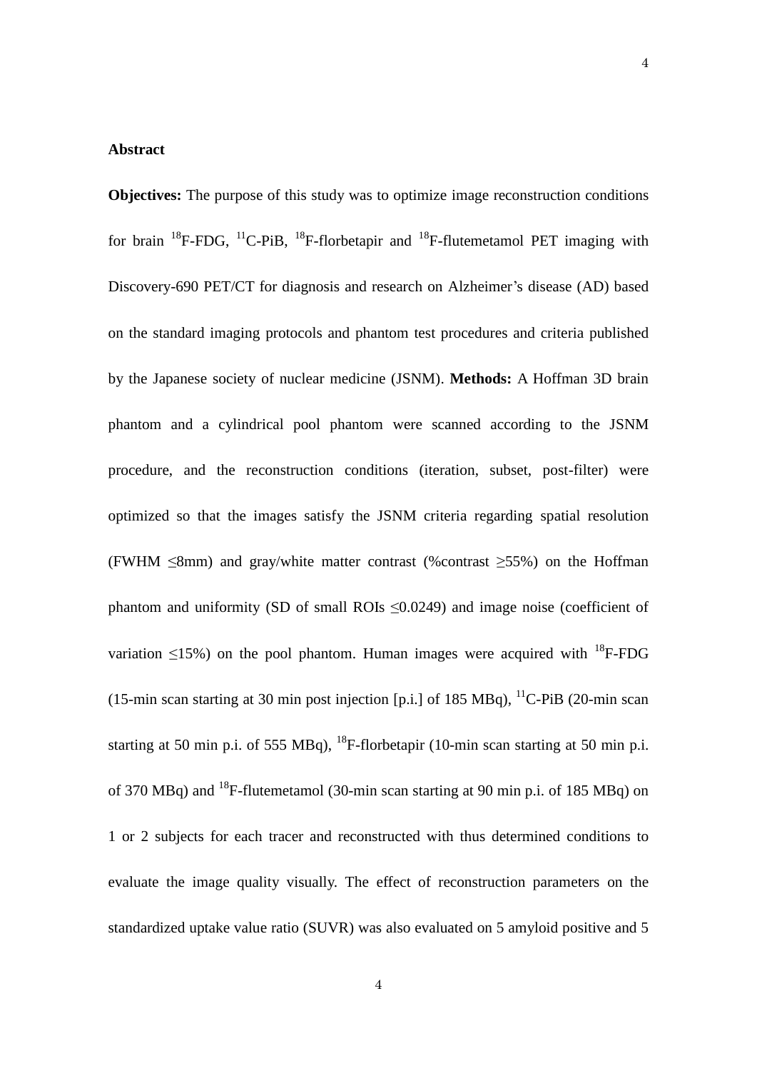**Abstract**

**Objectives:** The purpose of this study was to optimize image reconstruction conditions for brain $^{18}$F-FDG, $^{11}$C-PiB, $^{18}$F-florbetapir and $^{18}$F-flutemetamol PET imaging with Discovery-690 PET/CT for diagnosis and research on Alzheimer's disease (AD) based on the standard imaging protocols and phantom test procedures and criteria published by the Japanese society of nuclear medicine (JSNM). **Methods:** A Hoffman 3D brain phantom and a cylindrical pool phantom were scanned according to the JSNM procedure, and the reconstruction conditions (iteration, subset, post-filter) were optimized so that the images satisfy the JSNM criteria regarding spatial resolution (FWHM $\leq$8mm) and gray/white matter contrast (%contrast $\geq$55%) on the Hoffman phantom and uniformity (SD of small ROIs $\leq$0.0249) and image noise (coefficient of variation $\leq$15%) on the pool phantom. Human images were acquired with $^{18}$F-FDG (15-min scan starting at 30 min post injection [p.i.] of 185 MBq), $^{11}$C-PiB (20-min scan starting at 50 min p.i. of 555 MBq), $^{18}$F-florbetapir (10-min scan starting at 50 min p.i. of 370 MBq) and $^{18}$F-flutemetamol (30-min scan starting at 90 min p.i. of 185 MBq) on 1 or 2 subjects for each tracer and reconstructed with thus determined conditions to evaluate the image quality visually. The effect of reconstruction parameters on the standardized uptake value ratio (SUVR) was also evaluated on 5 amyloid positive and 5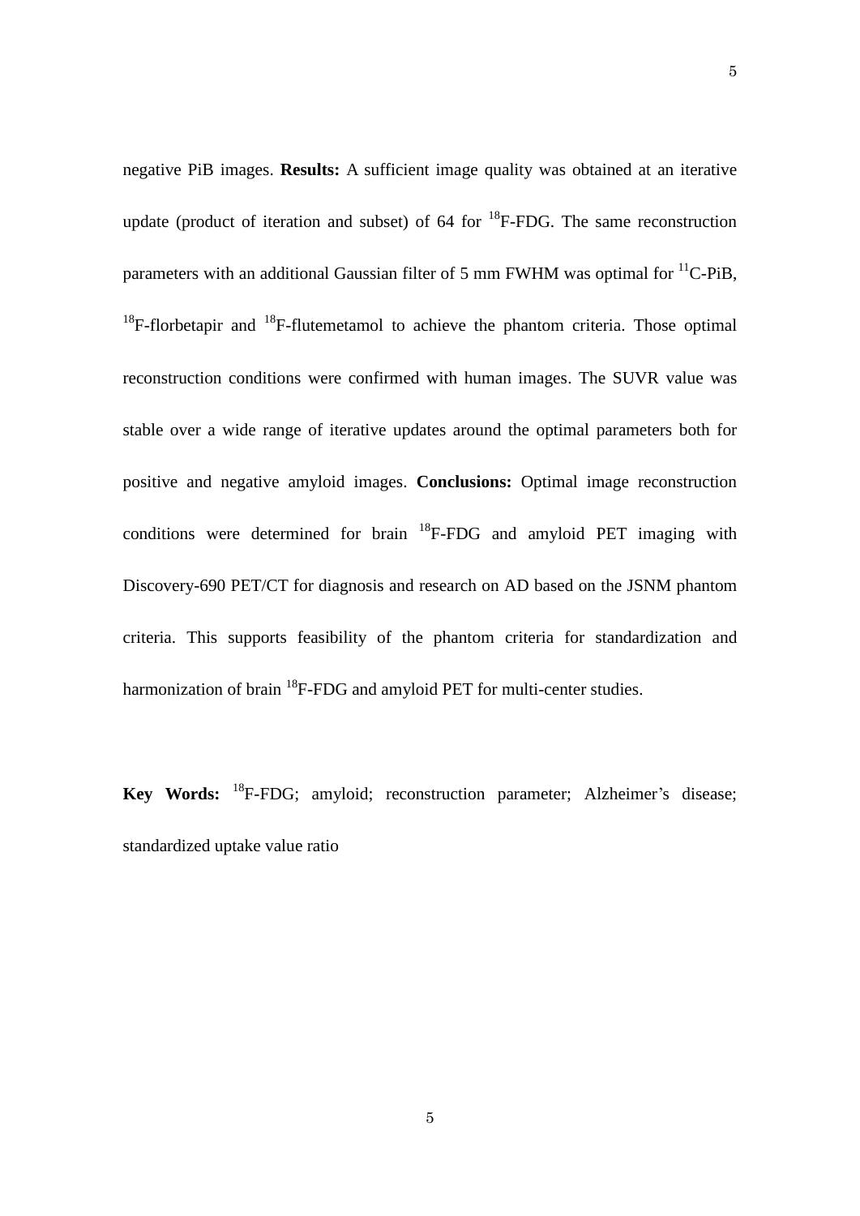negative PiB images. **Results:** A sufficient image quality was obtained at an iterative update (product of iteration and subset) of 64 for $^{18}$F-FDG. The same reconstruction parameters with an additional Gaussian filter of 5 mm FWHM was optimal for $^{11}$C-PiB, $^{18}$F-florbetapir and $^{18}$F-flutemetamol to achieve the phantom criteria. Those optimal reconstruction conditions were confirmed with human images. The SUVR value was stable over a wide range of iterative updates around the optimal parameters both for positive and negative amyloid images. **Conclusions:** Optimal image reconstruction conditions were determined for brain $^{18}$F-FDG and amyloid PET imaging with Discovery-690 PET/CT for diagnosis and research on AD based on the JSNM phantom criteria. This supports feasibility of the phantom criteria for standardization and harmonization of brain $^{18}$F-FDG and amyloid PET for multi-center studies.

**Key Words:** $^{18}$F-FDG; amyloid; reconstruction parameter; Alzheimer's disease; standardized uptake value ratio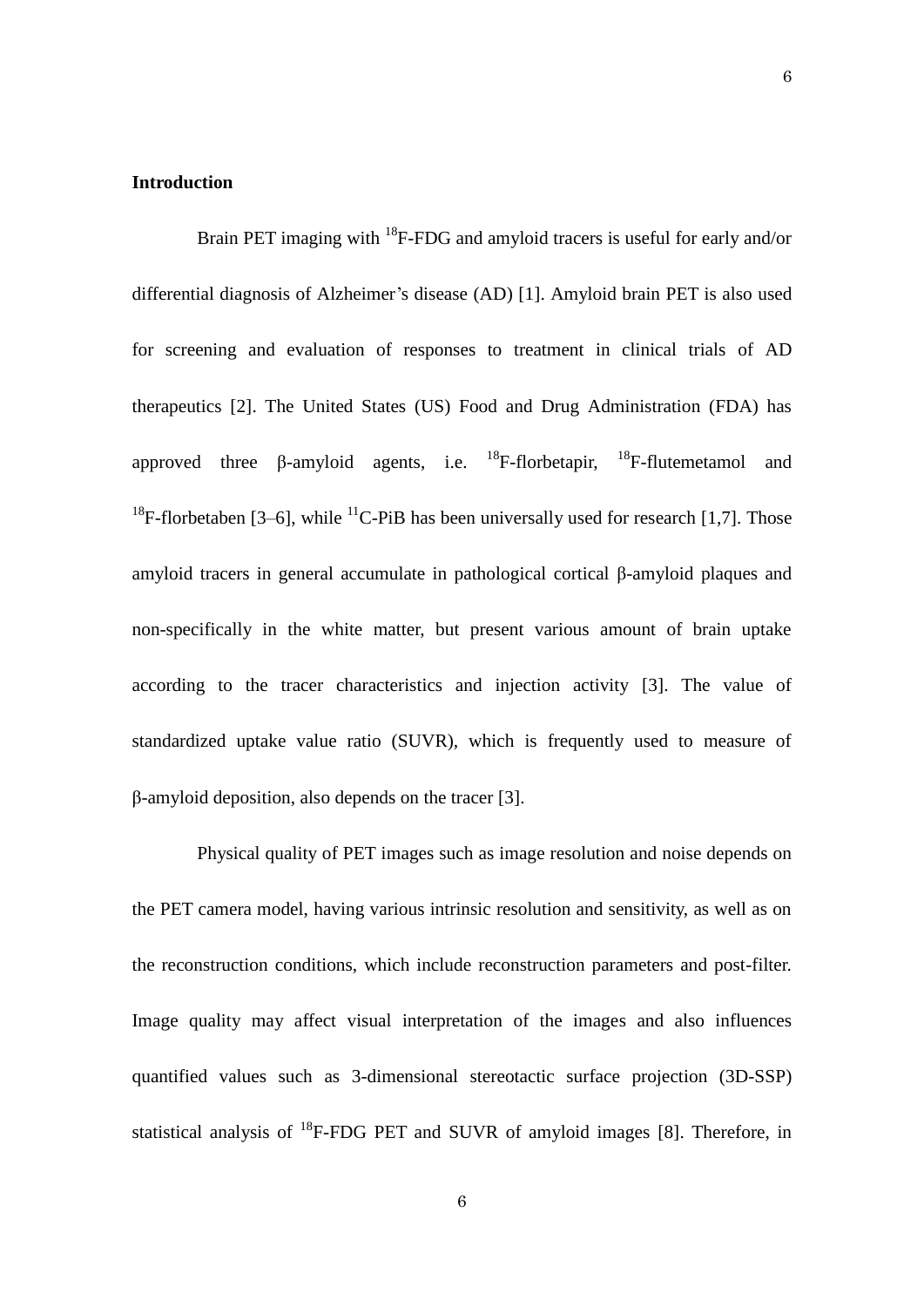## Introduction

Brain PET imaging with $^{18}$F-FDG and amyloid tracers is useful for early and/or differential diagnosis of Alzheimer's disease (AD) [1]. Amyloid brain PET is also used for screening and evaluation of responses to treatment in clinical trials of AD therapeutics [2]. The United States (US) Food and Drug Administration (FDA) has approved three β-amyloid agents, i.e. $^{18}$F-florbetapir, $^{18}$F-flutemetamol and $^{18}$F-florbetaben [3–6], while $^{11}$C-PiB has been universally used for research [1,7]. Those amyloid tracers in general accumulate in pathological cortical β-amyloid plaques and non-specifically in the white matter, but present various amount of brain uptake according to the tracer characteristics and injection activity [3]. The value of standardized uptake value ratio (SUVR), which is frequently used to measure of β-amyloid deposition, also depends on the tracer [3].

Physical quality of PET images such as image resolution and noise depends on the PET camera model, having various intrinsic resolution and sensitivity, as well as on the reconstruction conditions, which include reconstruction parameters and post-filter. Image quality may affect visual interpretation of the images and also influences quantified values such as 3-dimensional stereotactic surface projection (3D-SSP) statistical analysis of $^{18}$F-FDG PET and SUVR of amyloid images [8]. Therefore, in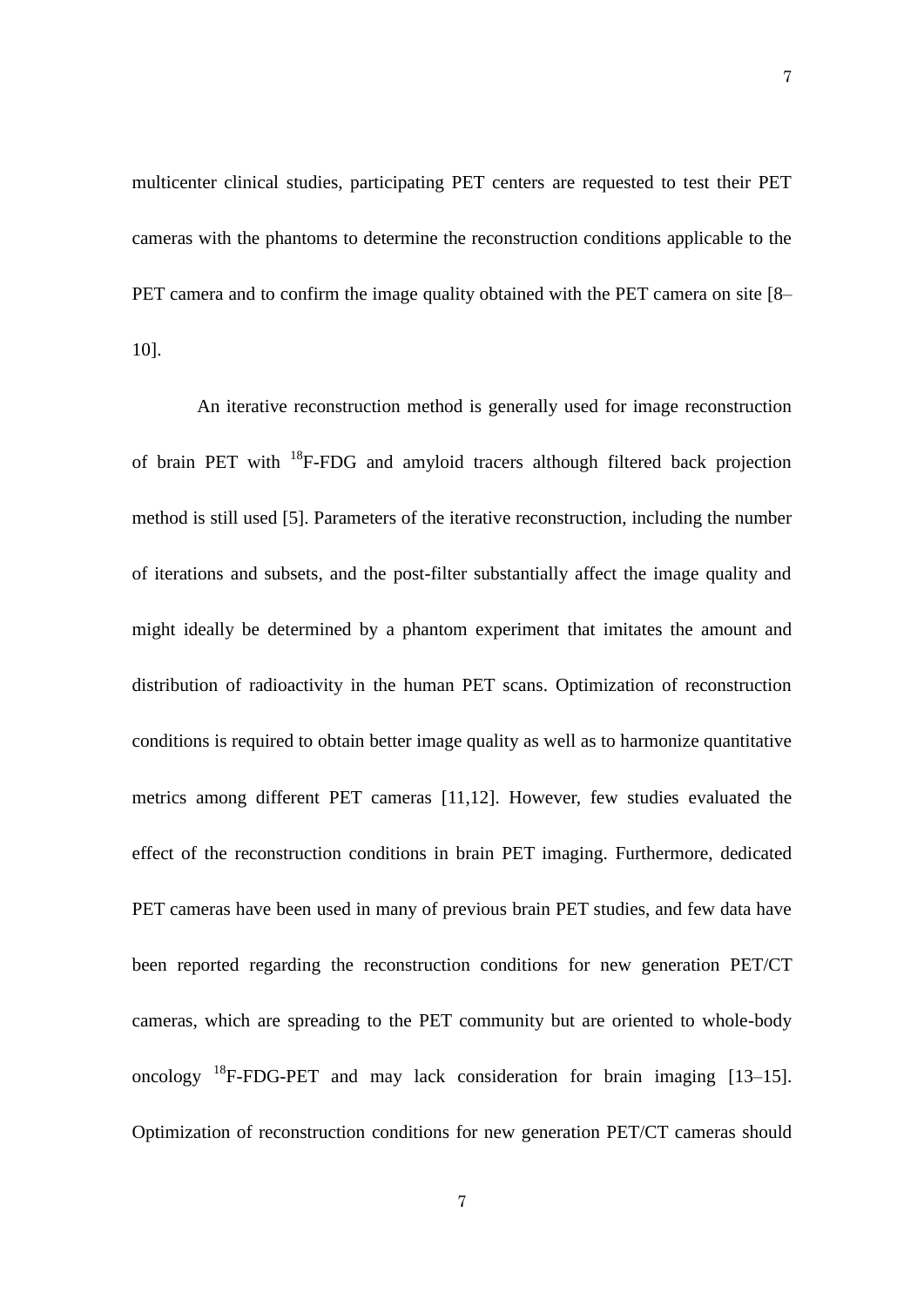multicenter clinical studies, participating PET centers are requested to test their PET cameras with the phantoms to determine the reconstruction conditions applicable to the PET camera and to confirm the image quality obtained with the PET camera on site [8–10].

An iterative reconstruction method is generally used for image reconstruction of brain PET with $^{18}$F-FDG and amyloid tracers although filtered back projection method is still used [5]. Parameters of the iterative reconstruction, including the number of iterations and subsets, and the post-filter substantially affect the image quality and might ideally be determined by a phantom experiment that imitates the amount and distribution of radioactivity in the human PET scans. Optimization of reconstruction conditions is required to obtain better image quality as well as to harmonize quantitative metrics among different PET cameras [11,12]. However, few studies evaluated the effect of the reconstruction conditions in brain PET imaging. Furthermore, dedicated PET cameras have been used in many of previous brain PET studies, and few data have been reported regarding the reconstruction conditions for new generation PET/CT cameras, which are spreading to the PET community but are oriented to whole-body oncology $^{18}$F-FDG-PET and may lack consideration for brain imaging [13–15]. Optimization of reconstruction conditions for new generation PET/CT cameras should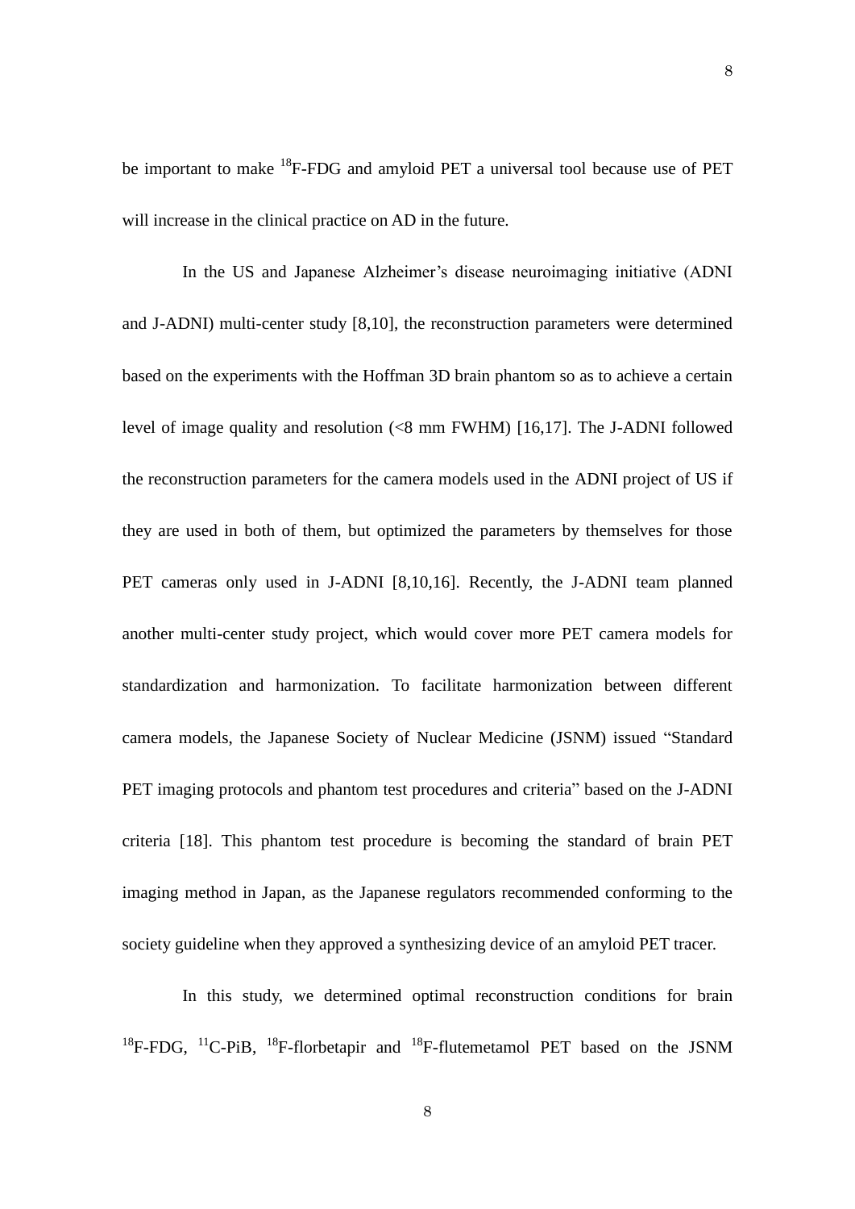be important to make $^{18}$F-FDG and amyloid PET a universal tool because use of PET will increase in the clinical practice on AD in the future.

In the US and Japanese Alzheimer's disease neuroimaging initiative (ADNI and J-ADNI) multi-center study [8,10], the reconstruction parameters were determined based on the experiments with the Hoffman 3D brain phantom so as to achieve a certain level of image quality and resolution (<8 mm FWHM) [16,17]. The J-ADNI followed the reconstruction parameters for the camera models used in the ADNI project of US if they are used in both of them, but optimized the parameters by themselves for those PET cameras only used in J-ADNI [8,10,16]. Recently, the J-ADNI team planned another multi-center study project, which would cover more PET camera models for standardization and harmonization. To facilitate harmonization between different camera models, the Japanese Society of Nuclear Medicine (JSNM) issued "Standard PET imaging protocols and phantom test procedures and criteria" based on the J-ADNI criteria [18]. This phantom test procedure is becoming the standard of brain PET imaging method in Japan, as the Japanese regulators recommended conforming to the society guideline when they approved a synthesizing device of an amyloid PET tracer.

In this study, we determined optimal reconstruction conditions for brain $^{18}$F-FDG, $^{11}$C-PiB, $^{18}$F-florbetapir and $^{18}$F-flutemetamol PET based on the JSNM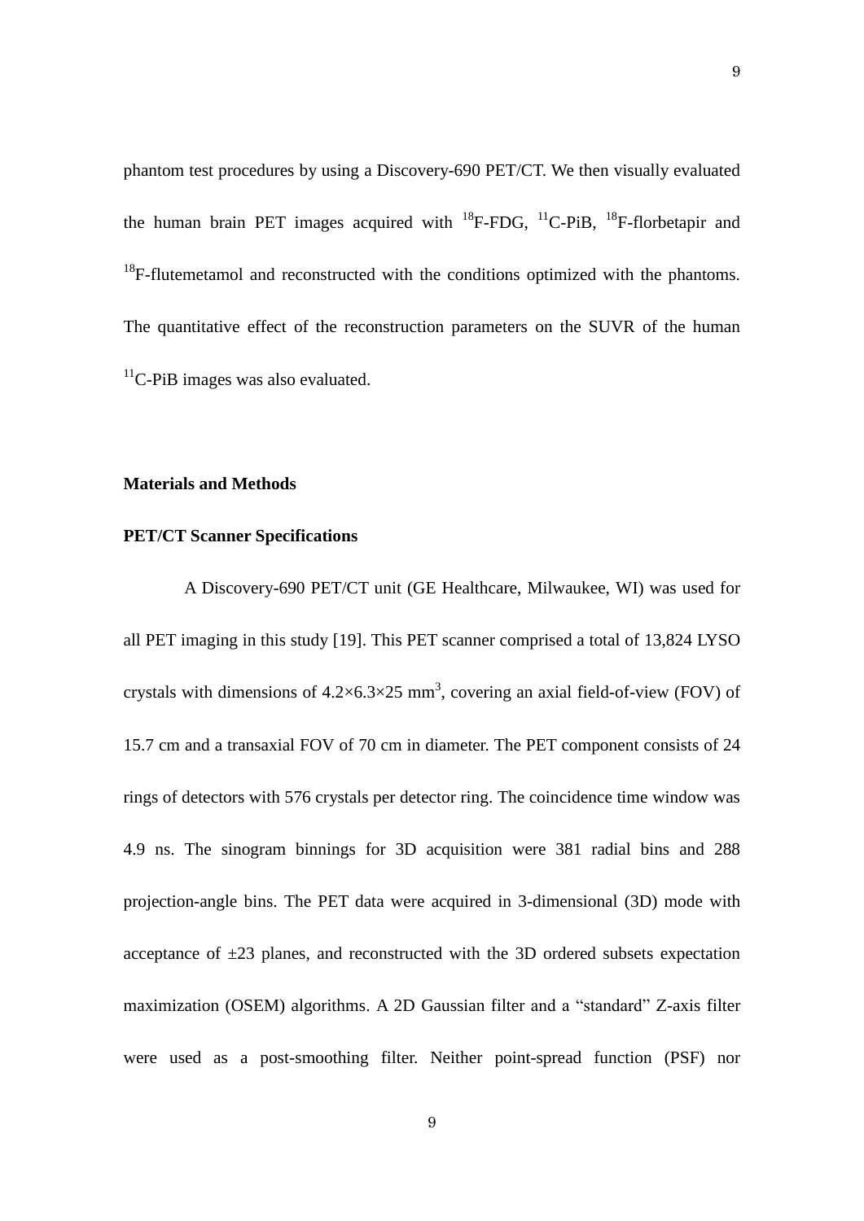phantom test procedures by using a Discovery-690 PET/CT. We then visually evaluated the human brain PET images acquired with $^{18}$F-FDG, $^{11}$C-PiB, $^{18}$F-florbetapir and $^{18}$F-flutemetamol and reconstructed with the conditions optimized with the phantoms. The quantitative effect of the reconstruction parameters on the SUVR of the human $^{11}$C-PiB images was also evaluated.

## Materials and Methods

### PET/CT Scanner Specifications

A Discovery-690 PET/CT unit (GE Healthcare, Milwaukee, WI) was used for all PET imaging in this study [19]. This PET scanner comprised a total of 13,824 LYSO crystals with dimensions of $4.2 \times 6.3 \times 25$ mm$^3$, covering an axial field-of-view (FOV) of 15.7 cm and a transaxial FOV of 70 cm in diameter. The PET component consists of 24 rings of detectors with 576 crystals per detector ring. The coincidence time window was 4.9 ns. The sinogram binnings for 3D acquisition were 381 radial bins and 288 projection-angle bins. The PET data were acquired in 3-dimensional (3D) mode with acceptance of $\pm 23$ planes, and reconstructed with the 3D ordered subsets expectation maximization (OSEM) algorithms. A 2D Gaussian filter and a "standard" Z-axis filter were used as a post-smoothing filter. Neither point-spread function (PSF) nor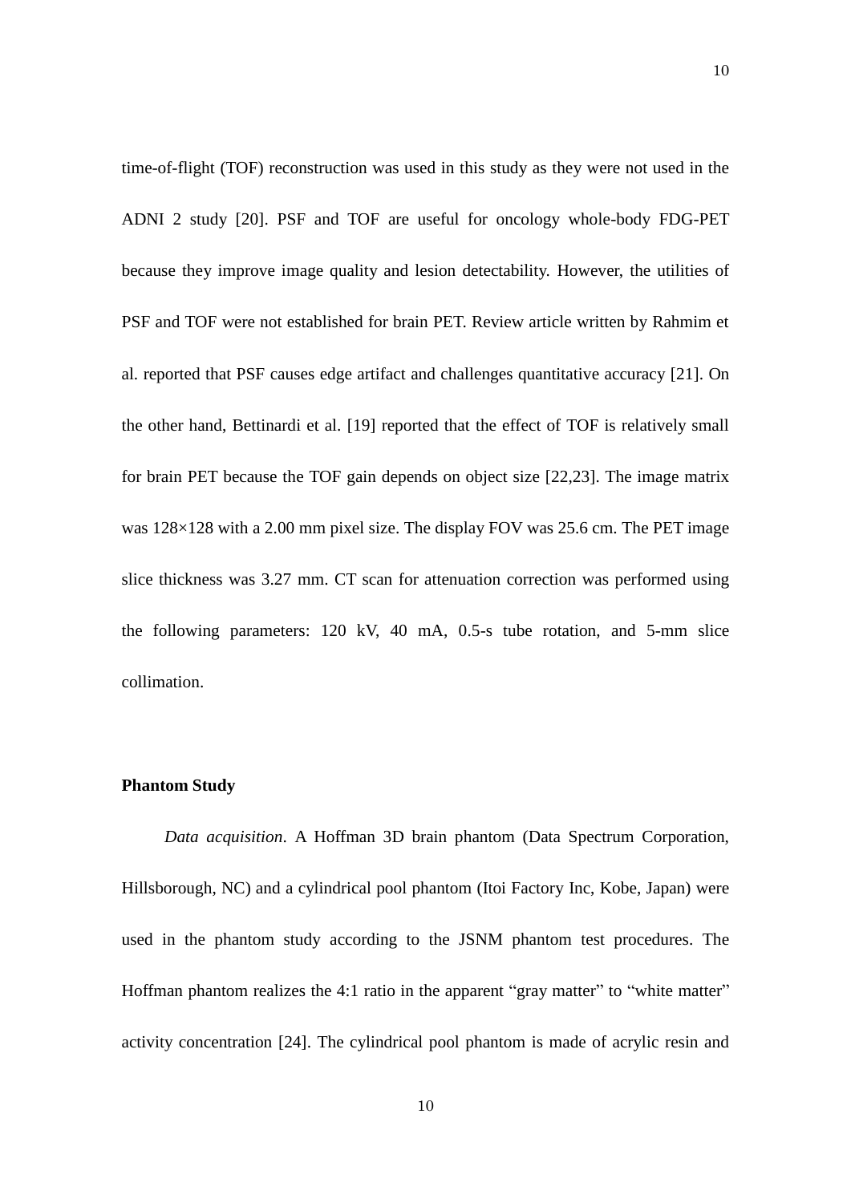time-of-flight (TOF) reconstruction was used in this study as they were not used in the ADNI 2 study [20]. PSF and TOF are useful for oncology whole-body FDG-PET because they improve image quality and lesion detectability. However, the utilities of PSF and TOF were not established for brain PET. Review article written by Rahmim et al. reported that PSF causes edge artifact and challenges quantitative accuracy [21]. On the other hand, Bettinardi et al. [19] reported that the effect of TOF is relatively small for brain PET because the TOF gain depends on object size [22,23]. The image matrix was 128×128 with a 2.00 mm pixel size. The display FOV was 25.6 cm. The PET image slice thickness was 3.27 mm. CT scan for attenuation correction was performed using the following parameters: 120 kV, 40 mA, 0.5-s tube rotation, and 5-mm slice collimation.

**Phantom Study**

*Data acquisition*. A Hoffman 3D brain phantom (Data Spectrum Corporation, Hillsborough, NC) and a cylindrical pool phantom (Itoi Factory Inc, Kobe, Japan) were used in the phantom study according to the JSNM phantom test procedures. The Hoffman phantom realizes the 4:1 ratio in the apparent "gray matter" to "white matter" activity concentration [24]. The cylindrical pool phantom is made of acrylic resin and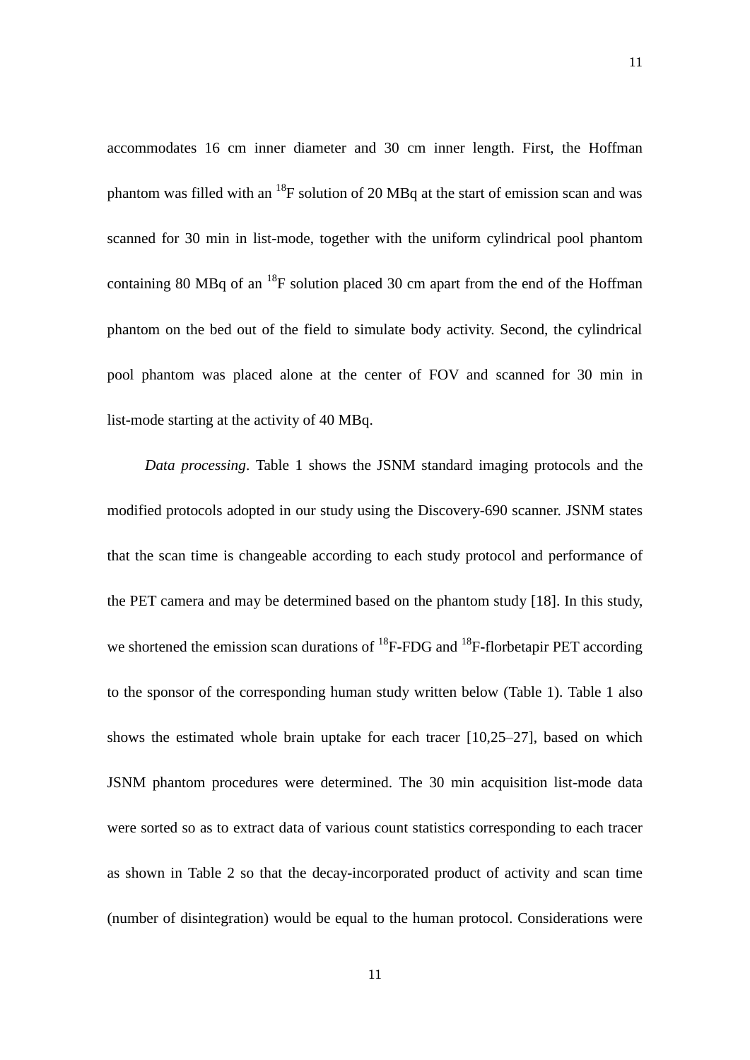accommodates 16 cm inner diameter and 30 cm inner length. First, the Hoffman phantom was filled with an $^{18}$F solution of 20 MBq at the start of emission scan and was scanned for 30 min in list-mode, together with the uniform cylindrical pool phantom containing 80 MBq of an $^{18}$F solution placed 30 cm apart from the end of the Hoffman phantom on the bed out of the field to simulate body activity. Second, the cylindrical pool phantom was placed alone at the center of FOV and scanned for 30 min in list-mode starting at the activity of 40 MBq.

*Data processing*. Table 1 shows the JSNM standard imaging protocols and the modified protocols adopted in our study using the Discovery-690 scanner. JSNM states that the scan time is changeable according to each study protocol and performance of the PET camera and may be determined based on the phantom study [18]. In this study, we shortened the emission scan durations of $^{18}$F-FDG and $^{18}$F-florbetapir PET according to the sponsor of the corresponding human study written below (Table 1). Table 1 also shows the estimated whole brain uptake for each tracer [10,25–27], based on which JSNM phantom procedures were determined. The 30 min acquisition list-mode data were sorted so as to extract data of various count statistics corresponding to each tracer as shown in Table 2 so that the decay-incorporated product of activity and scan time (number of disintegration) would be equal to the human protocol. Considerations were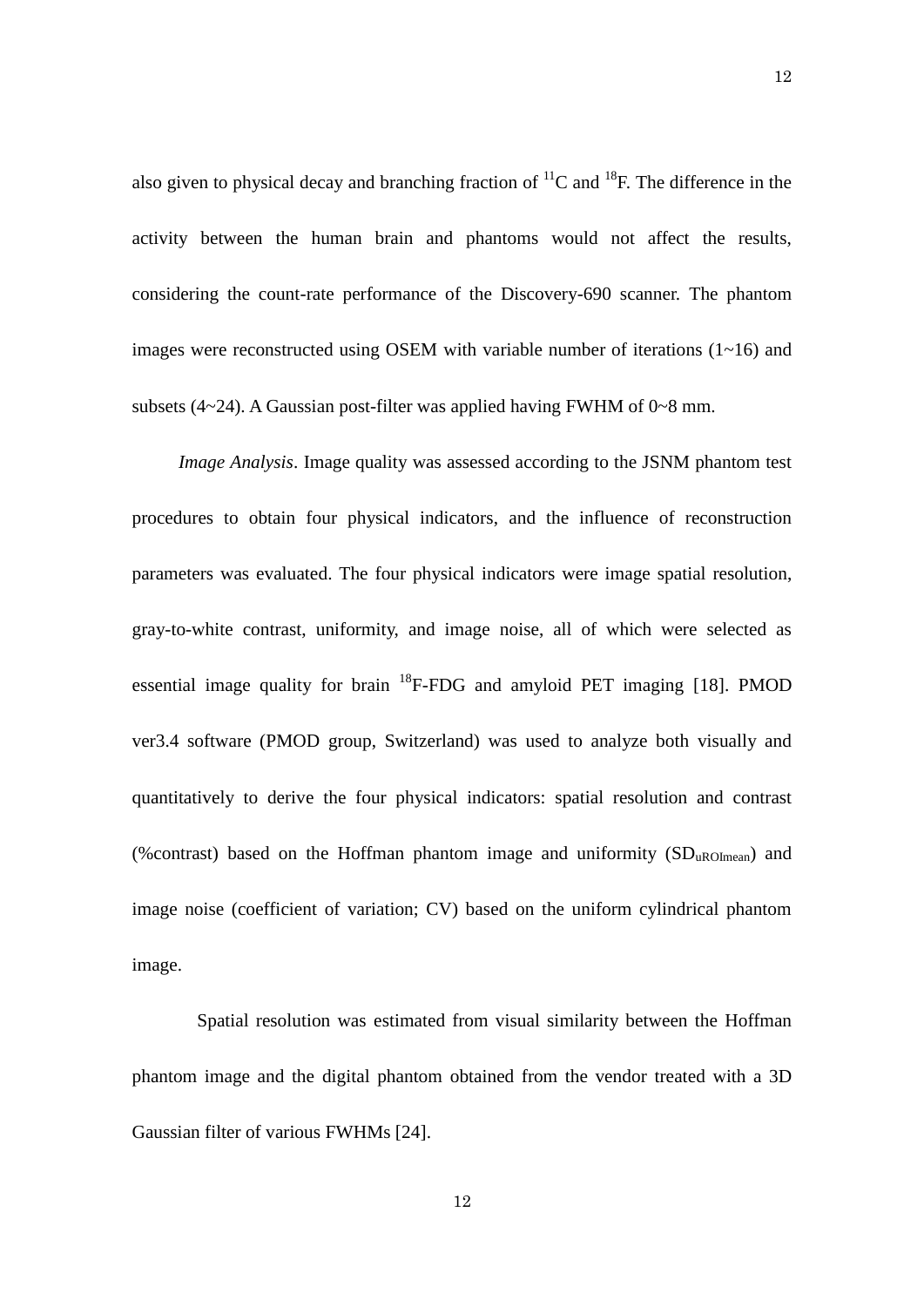also given to physical decay and branching fraction of $^{11}C$ and $^{18}F$. The difference in the activity between the human brain and phantoms would not affect the results, considering the count-rate performance of the Discovery-690 scanner. The phantom images were reconstructed using OSEM with variable number of iterations (1~16) and subsets (4~24). A Gaussian post-filter was applied having FWHM of 0~8 mm.

*Image Analysis*. Image quality was assessed according to the JSNM phantom test procedures to obtain four physical indicators, and the influence of reconstruction parameters was evaluated. The four physical indicators were image spatial resolution, gray-to-white contrast, uniformity, and image noise, all of which were selected as essential image quality for brain $^{18}F$-FDG and amyloid PET imaging [18]. PMOD ver3.4 software (PMOD group, Switzerland) was used to analyze both visually and quantitatively to derive the four physical indicators: spatial resolution and contrast (%contrast) based on the Hoffman phantom image and uniformity ($SD_{uROImean}$) and image noise (coefficient of variation; CV) based on the uniform cylindrical phantom image.

Spatial resolution was estimated from visual similarity between the Hoffman phantom image and the digital phantom obtained from the vendor treated with a 3D Gaussian filter of various FWHMs [24].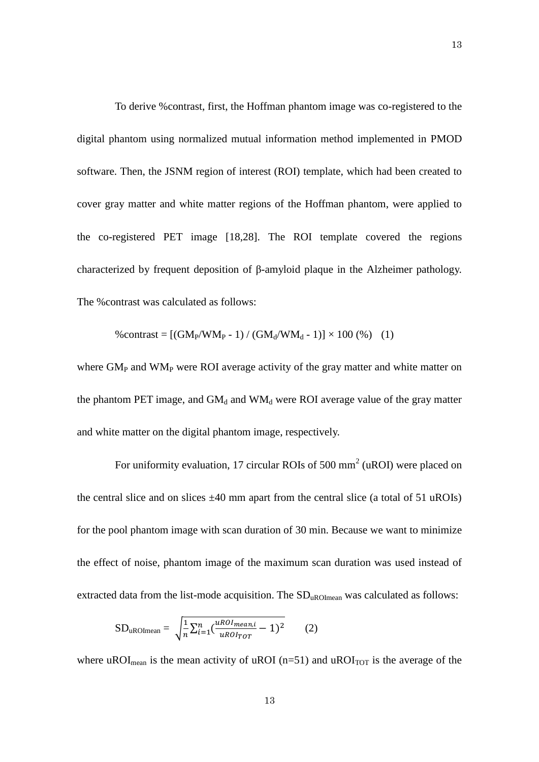To derive %contrast, first, the Hoffman phantom image was co-registered to the digital phantom using normalized mutual information method implemented in PMOD software. Then, the JSNM region of interest (ROI) template, which had been created to cover gray matter and white matter regions of the Hoffman phantom, were applied to the co-registered PET image [18,28]. The ROI template covered the regions characterized by frequent deposition of β-amyloid plaque in the Alzheimer pathology. The %contrast was calculated as follows:

$$\%\text{contrast} = [(GM_P/WM_P - 1) / (GM_d/WM_d - 1)] \times 100\ (\%) \quad (1)$$

where $GM_P$ and $WM_P$ were ROI average activity of the gray matter and white matter on the phantom PET image, and $GM_d$ and $WM_d$ were ROI average value of the gray matter and white matter on the digital phantom image, respectively.

For uniformity evaluation, 17 circular ROIs of 500 $mm^2$ (uROI) were placed on the central slice and on slices ±40 mm apart from the central slice (a total of 51 uROIs) for the pool phantom image with scan duration of 30 min. Because we want to minimize the effect of noise, phantom image of the maximum scan duration was used instead of extracted data from the list-mode acquisition. The $SD_{uROImean}$ was calculated as follows:

$$SD_{uROImean} = \sqrt{\frac{1}{n}\sum_{i=1}^{n}\left(\frac{uROI_{mean,i}}{uROI_{TOT}} - 1\right)^2} \quad (2)$$

where $uROI_{mean}$ is the mean activity of uROI (n=51) and $uROI_{TOT}$ is the average of the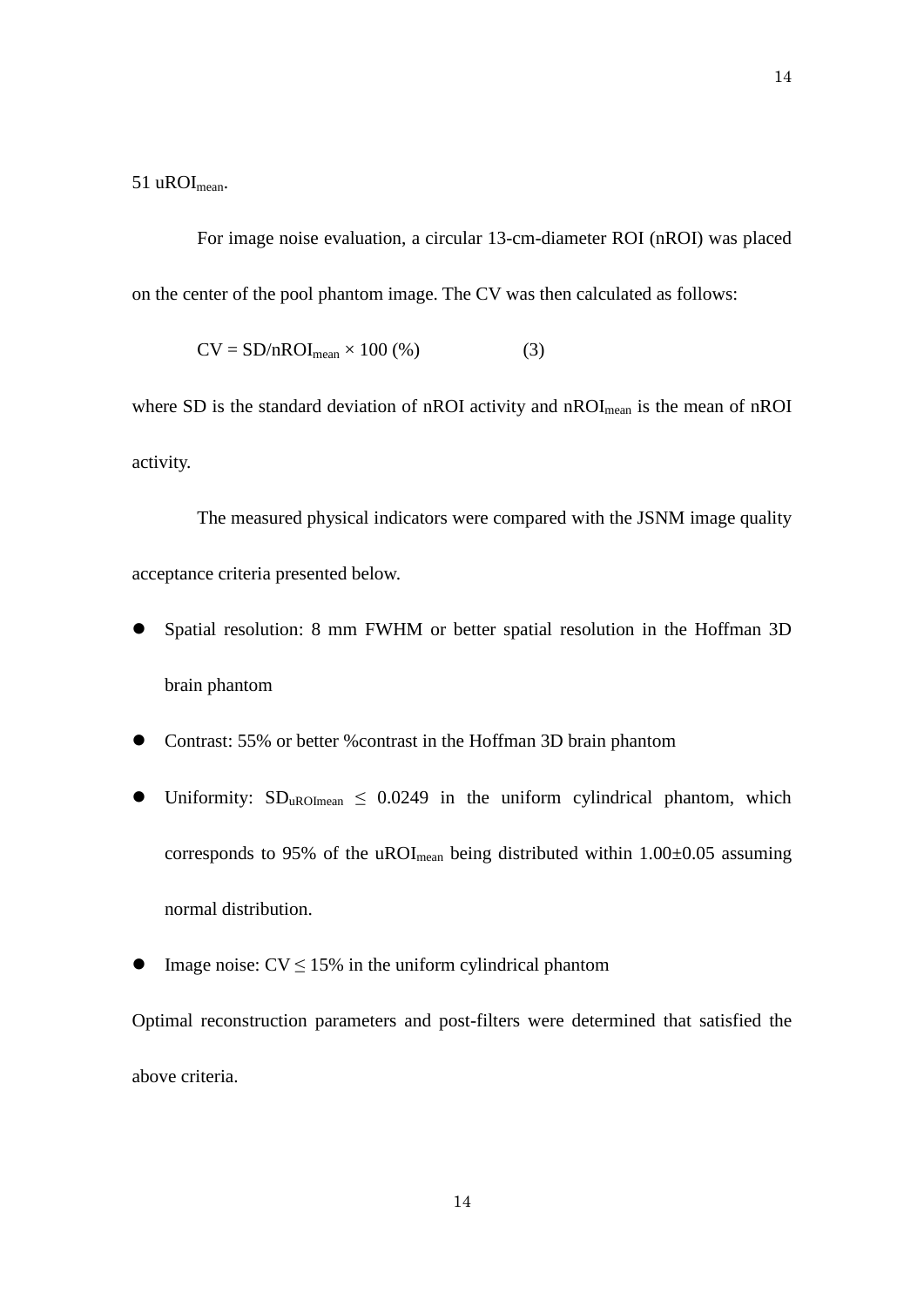51 $uROI_{mean}$.

For image noise evaluation, a circular 13-cm-diameter ROI (nROI) was placed on the center of the pool phantom image. The CV was then calculated as follows:

$$CV = SD/nROI_{mean} \times 100\ (\%) \qquad (3)$$

where SD is the standard deviation of nROI activity and $nROI_{mean}$ is the mean of nROI activity.

The measured physical indicators were compared with the JSNM image quality acceptance criteria presented below.

- Spatial resolution: 8 mm FWHM or better spatial resolution in the Hoffman 3D brain phantom
- Contrast: 55% or better %contrast in the Hoffman 3D brain phantom
- Uniformity: $SD_{uROImean} \leq 0.0249$ in the uniform cylindrical phantom, which corresponds to 95% of the $uROI_{mean}$ being distributed within 1.00±0.05 assuming normal distribution.
- Image noise: $CV \leq 15\%$ in the uniform cylindrical phantom

Optimal reconstruction parameters and post-filters were determined that satisfied the above criteria.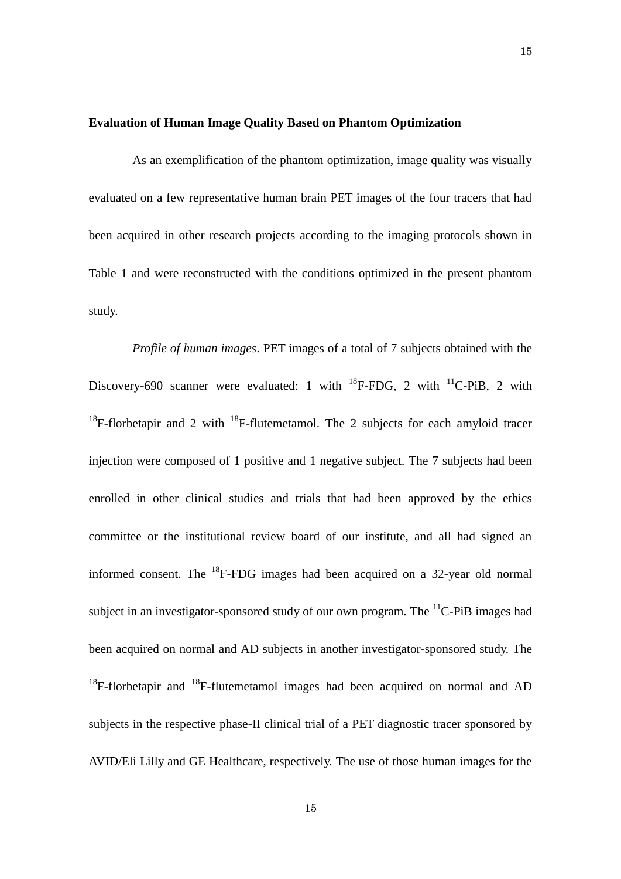**Evaluation of Human Image Quality Based on Phantom Optimization**

As an exemplification of the phantom optimization, image quality was visually evaluated on a few representative human brain PET images of the four tracers that had been acquired in other research projects according to the imaging protocols shown in Table 1 and were reconstructed with the conditions optimized in the present phantom study.

*Profile of human images*. PET images of a total of 7 subjects obtained with the Discovery-690 scanner were evaluated: 1 with $^{18}$F-FDG, 2 with $^{11}$C-PiB, 2 with $^{18}$F-florbetapir and 2 with $^{18}$F-flutemetamol. The 2 subjects for each amyloid tracer injection were composed of 1 positive and 1 negative subject. The 7 subjects had been enrolled in other clinical studies and trials that had been approved by the ethics committee or the institutional review board of our institute, and all had signed an informed consent. The $^{18}$F-FDG images had been acquired on a 32-year old normal subject in an investigator-sponsored study of our own program. The $^{11}$C-PiB images had been acquired on normal and AD subjects in another investigator-sponsored study. The $^{18}$F-florbetapir and $^{18}$F-flutemetamol images had been acquired on normal and AD subjects in the respective phase-II clinical trial of a PET diagnostic tracer sponsored by AVID/Eli Lilly and GE Healthcare, respectively. The use of those human images for the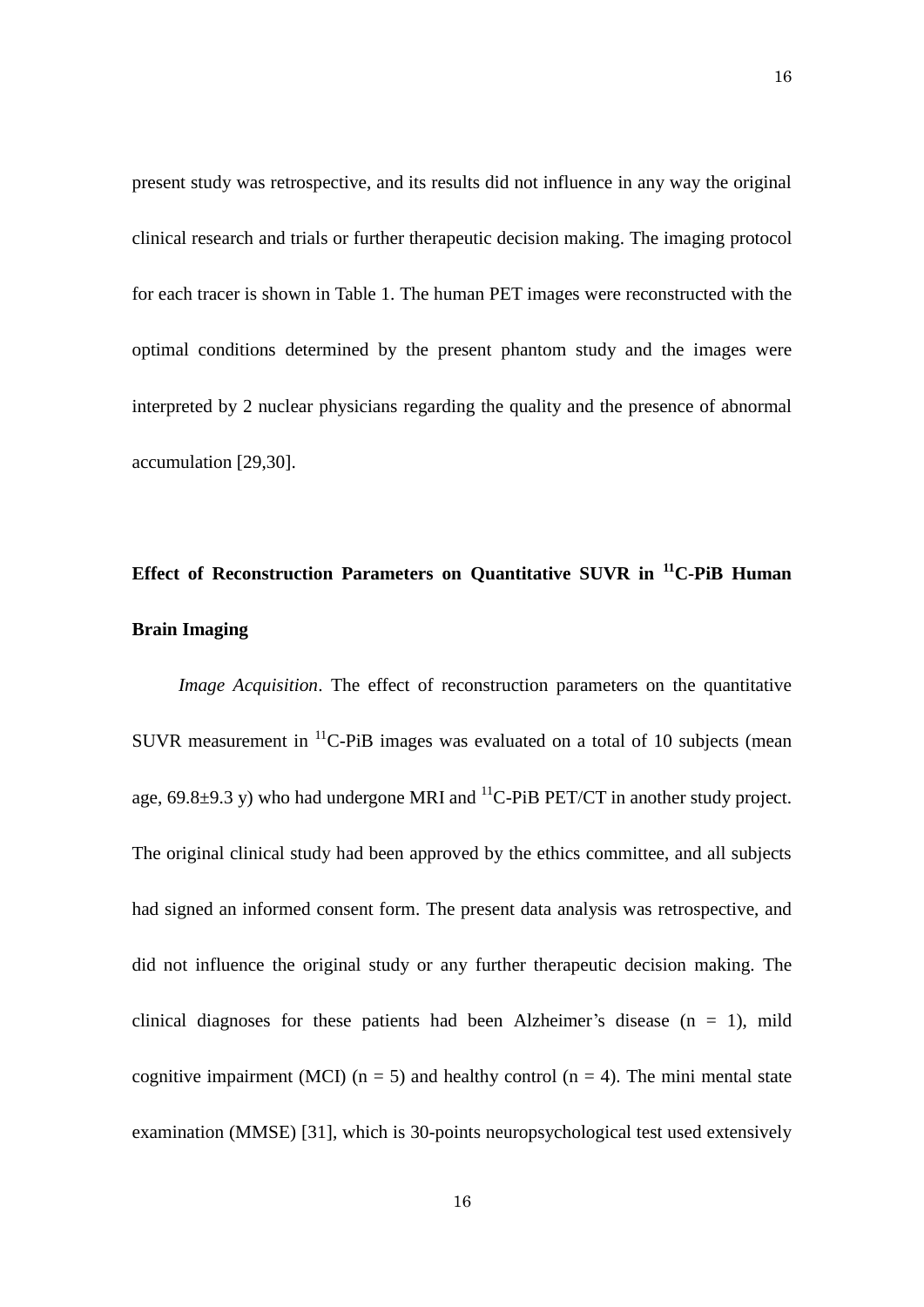present study was retrospective, and its results did not influence in any way the original clinical research and trials or further therapeutic decision making. The imaging protocol for each tracer is shown in Table 1. The human PET images were reconstructed with the optimal conditions determined by the present phantom study and the images were interpreted by 2 nuclear physicians regarding the quality and the presence of abnormal accumulation [29,30].

## Effect of Reconstruction Parameters on Quantitative SUVR in $^{11}$C-PiB Human Brain Imaging

*Image Acquisition*. The effect of reconstruction parameters on the quantitative SUVR measurement in $^{11}$C-PiB images was evaluated on a total of 10 subjects (mean age, 69.8±9.3 y) who had undergone MRI and $^{11}$C-PiB PET/CT in another study project. The original clinical study had been approved by the ethics committee, and all subjects had signed an informed consent form. The present data analysis was retrospective, and did not influence the original study or any further therapeutic decision making. The clinical diagnoses for these patients had been Alzheimer's disease (n = 1), mild cognitive impairment (MCI) (n = 5) and healthy control (n = 4). The mini mental state examination (MMSE) [31], which is 30-points neuropsychological test used extensively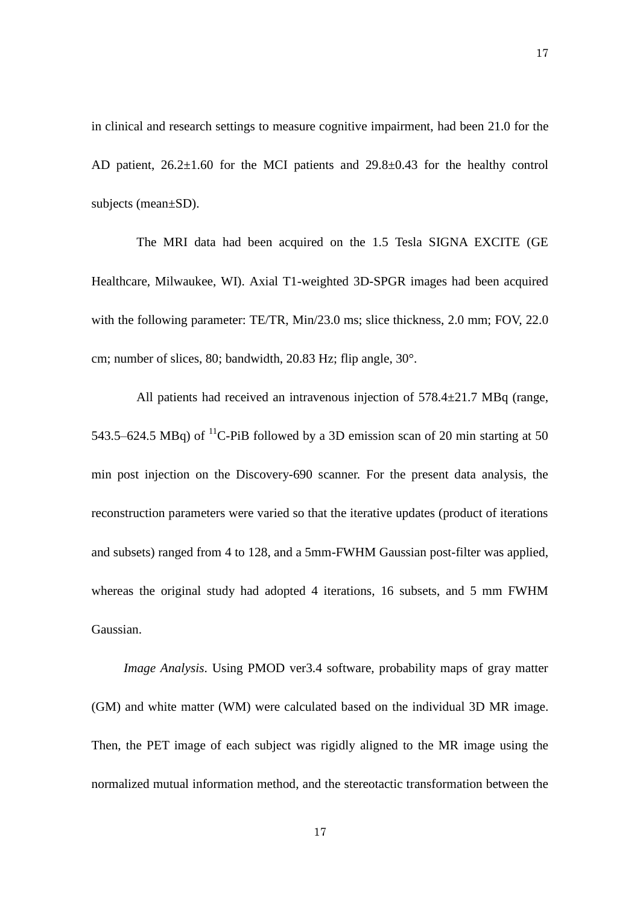in clinical and research settings to measure cognitive impairment, had been 21.0 for the AD patient, 26.2±1.60 for the MCI patients and 29.8±0.43 for the healthy control subjects (mean±SD).

The MRI data had been acquired on the 1.5 Tesla SIGNA EXCITE (GE Healthcare, Milwaukee, WI). Axial T1-weighted 3D-SPGR images had been acquired with the following parameter: TE/TR, Min/23.0 ms; slice thickness, 2.0 mm; FOV, 22.0 cm; number of slices, 80; bandwidth, 20.83 Hz; flip angle, 30°.

All patients had received an intravenous injection of 578.4±21.7 MBq (range, 543.5–624.5 MBq) of $^{11}$C-PiB followed by a 3D emission scan of 20 min starting at 50 min post injection on the Discovery-690 scanner. For the present data analysis, the reconstruction parameters were varied so that the iterative updates (product of iterations and subsets) ranged from 4 to 128, and a 5mm-FWHM Gaussian post-filter was applied, whereas the original study had adopted 4 iterations, 16 subsets, and 5 mm FWHM Gaussian.

*Image Analysis*. Using PMOD ver3.4 software, probability maps of gray matter (GM) and white matter (WM) were calculated based on the individual 3D MR image. Then, the PET image of each subject was rigidly aligned to the MR image using the normalized mutual information method, and the stereotactic transformation between the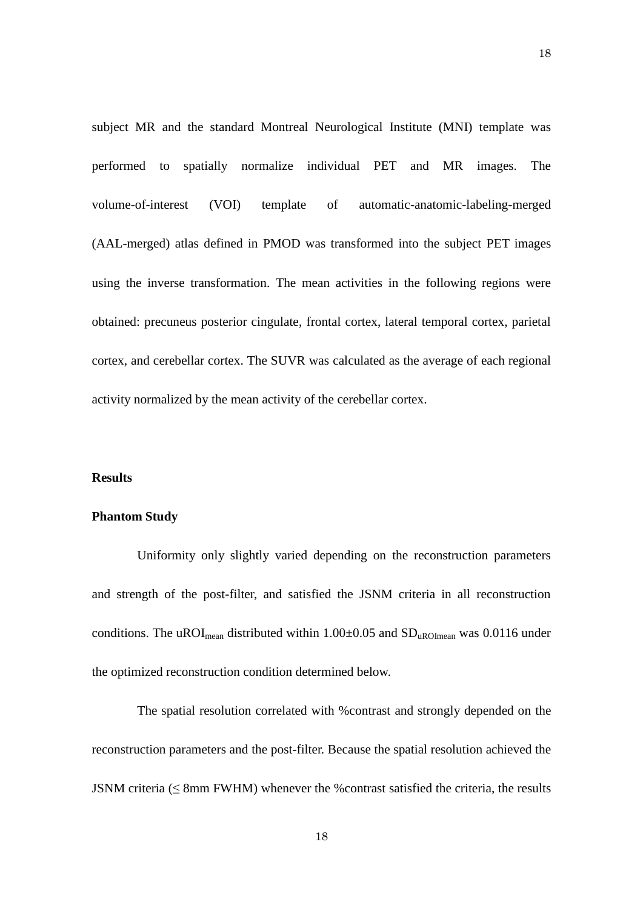subject MR and the standard Montreal Neurological Institute (MNI) template was performed to spatially normalize individual PET and MR images. The volume-of-interest (VOI) template of automatic-anatomic-labeling-merged (AAL-merged) atlas defined in PMOD was transformed into the subject PET images using the inverse transformation. The mean activities in the following regions were obtained: precuneus posterior cingulate, frontal cortex, lateral temporal cortex, parietal cortex, and cerebellar cortex. The SUVR was calculated as the average of each regional activity normalized by the mean activity of the cerebellar cortex.

## Results

### Phantom Study

Uniformity only slightly varied depending on the reconstruction parameters and strength of the post-filter, and satisfied the JSNM criteria in all reconstruction conditions. The $uROI_{mean}$ distributed within 1.00±0.05 and $SD_{uROImean}$ was 0.0116 under the optimized reconstruction condition determined below.

The spatial resolution correlated with %contrast and strongly depended on the reconstruction parameters and the post-filter. Because the spatial resolution achieved the JSNM criteria (≤ 8mm FWHM) whenever the %contrast satisfied the criteria, the results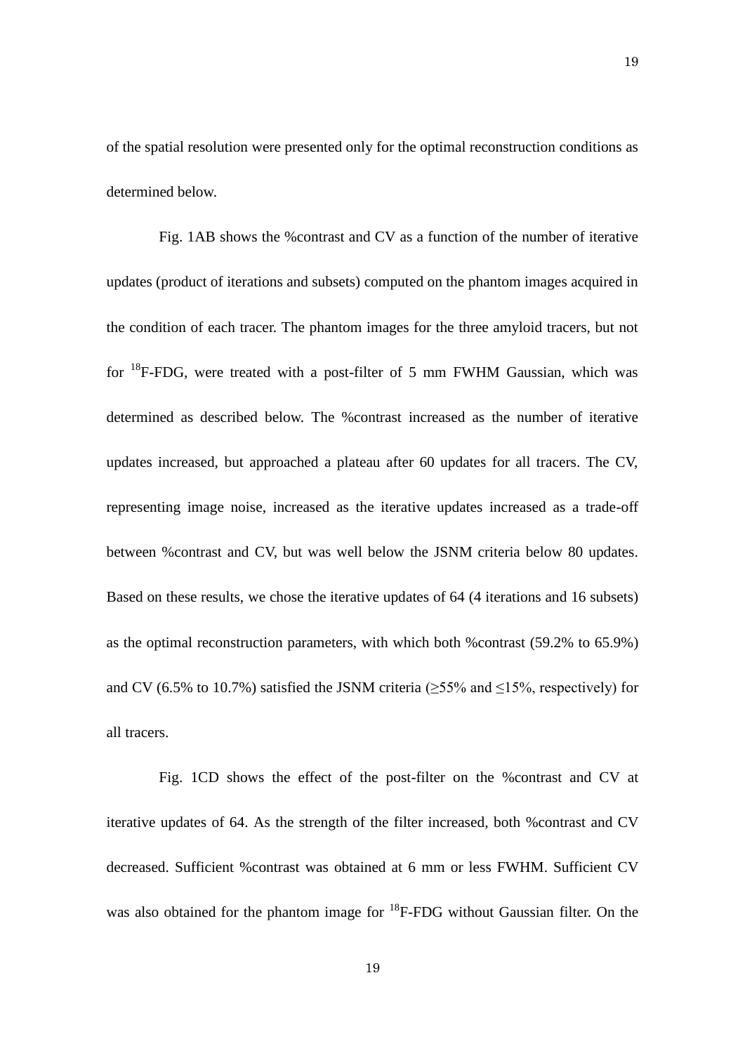of the spatial resolution were presented only for the optimal reconstruction conditions as determined below.

Fig. 1AB shows the %contrast and CV as a function of the number of iterative updates (product of iterations and subsets) computed on the phantom images acquired in the condition of each tracer. The phantom images for the three amyloid tracers, but not for $^{18}$F-FDG, were treated with a post-filter of 5 mm FWHM Gaussian, which was determined as described below. The %contrast increased as the number of iterative updates increased, but approached a plateau after 60 updates for all tracers. The CV, representing image noise, increased as the iterative updates increased as a trade-off between %contrast and CV, but was well below the JSNM criteria below 80 updates. Based on these results, we chose the iterative updates of 64 (4 iterations and 16 subsets) as the optimal reconstruction parameters, with which both %contrast (59.2% to 65.9%) and CV (6.5% to 10.7%) satisfied the JSNM criteria (≥55% and ≤15%, respectively) for all tracers.

Fig. 1CD shows the effect of the post-filter on the %contrast and CV at iterative updates of 64. As the strength of the filter increased, both %contrast and CV decreased. Sufficient %contrast was obtained at 6 mm or less FWHM. Sufficient CV was also obtained for the phantom image for $^{18}$F-FDG without Gaussian filter. On the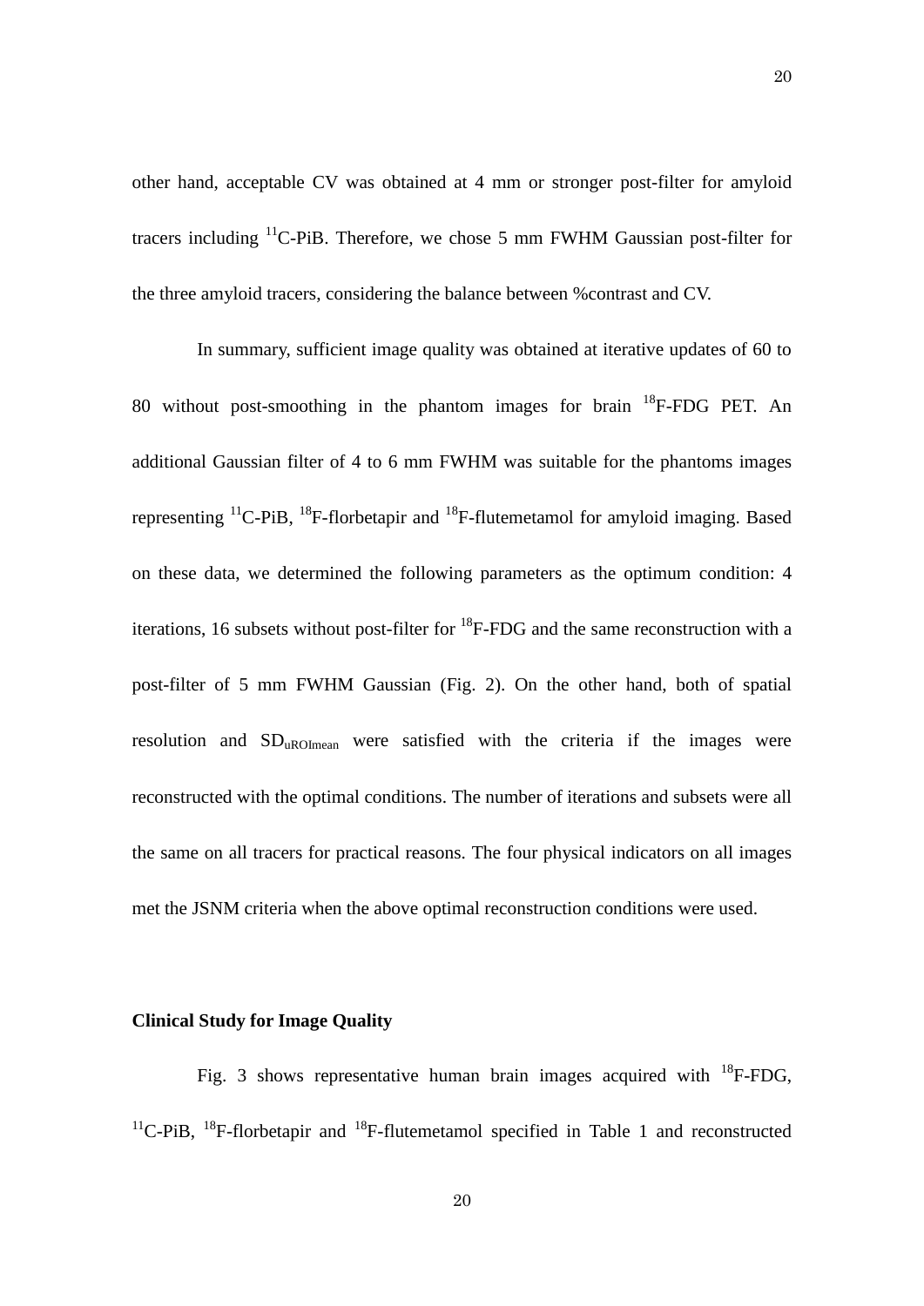other hand, acceptable CV was obtained at 4 mm or stronger post-filter for amyloid tracers including $^{11}$C-PiB. Therefore, we chose 5 mm FWHM Gaussian post-filter for the three amyloid tracers, considering the balance between %contrast and CV.

In summary, sufficient image quality was obtained at iterative updates of 60 to 80 without post-smoothing in the phantom images for brain $^{18}$F-FDG PET. An additional Gaussian filter of 4 to 6 mm FWHM was suitable for the phantoms images representing $^{11}$C-PiB, $^{18}$F-florbetapir and $^{18}$F-flutemetamol for amyloid imaging. Based on these data, we determined the following parameters as the optimum condition: 4 iterations, 16 subsets without post-filter for $^{18}$F-FDG and the same reconstruction with a post-filter of 5 mm FWHM Gaussian (Fig. 2). On the other hand, both of spatial resolution and $SD_{uROImean}$ were satisfied with the criteria if the images were reconstructed with the optimal conditions. The number of iterations and subsets were all the same on all tracers for practical reasons. The four physical indicators on all images met the JSNM criteria when the above optimal reconstruction conditions were used.

**Clinical Study for Image Quality**

Fig. 3 shows representative human brain images acquired with $^{18}$F-FDG, $^{11}$C-PiB, $^{18}$F-florbetapir and $^{18}$F-flutemetamol specified in Table 1 and reconstructed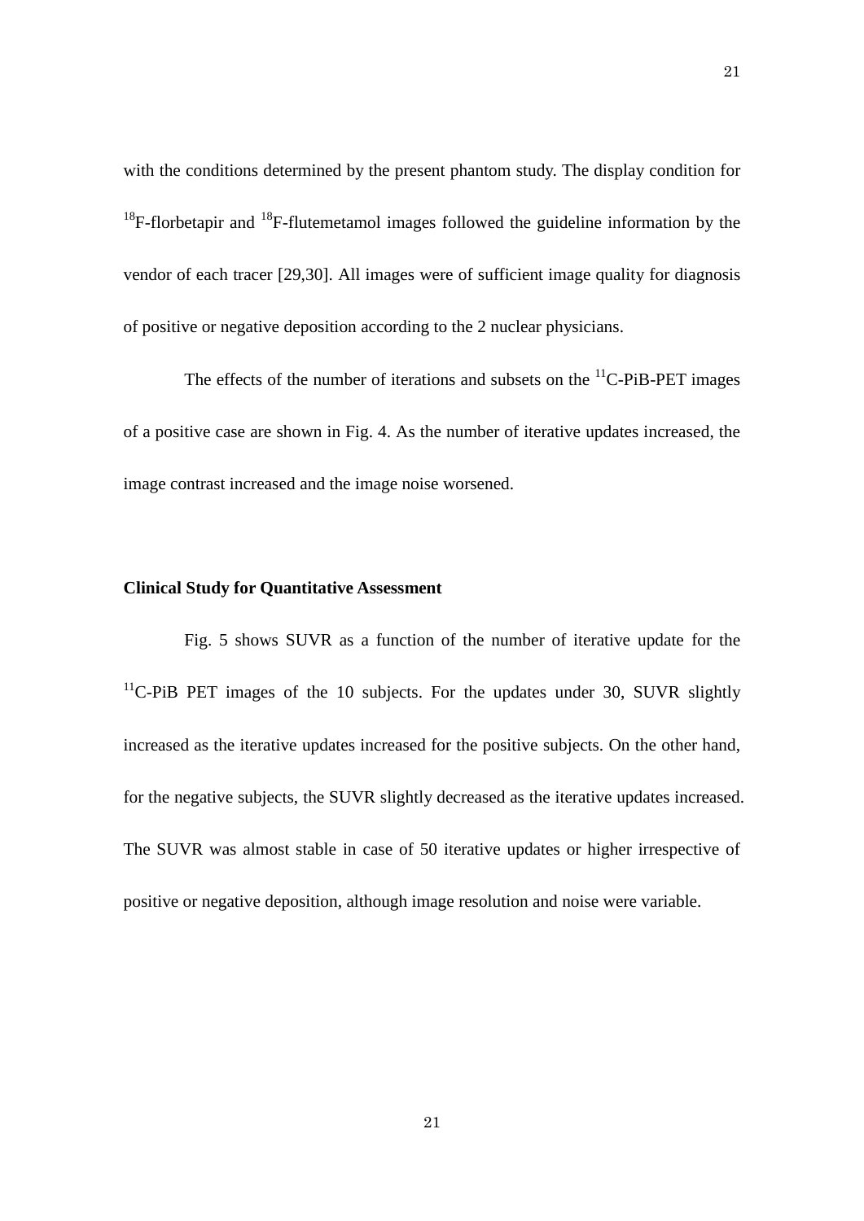with the conditions determined by the present phantom study. The display condition for $^{18}$F-florbetapir and $^{18}$F-flutemetamol images followed the guideline information by the vendor of each tracer [29,30]. All images were of sufficient image quality for diagnosis of positive or negative deposition according to the 2 nuclear physicians.

The effects of the number of iterations and subsets on the $^{11}$C-PiB-PET images of a positive case are shown in Fig. 4. As the number of iterative updates increased, the image contrast increased and the image noise worsened.

**Clinical Study for Quantitative Assessment**

Fig. 5 shows SUVR as a function of the number of iterative update for the $^{11}$C-PiB PET images of the 10 subjects. For the updates under 30, SUVR slightly increased as the iterative updates increased for the positive subjects. On the other hand, for the negative subjects, the SUVR slightly decreased as the iterative updates increased. The SUVR was almost stable in case of 50 iterative updates or higher irrespective of positive or negative deposition, although image resolution and noise were variable.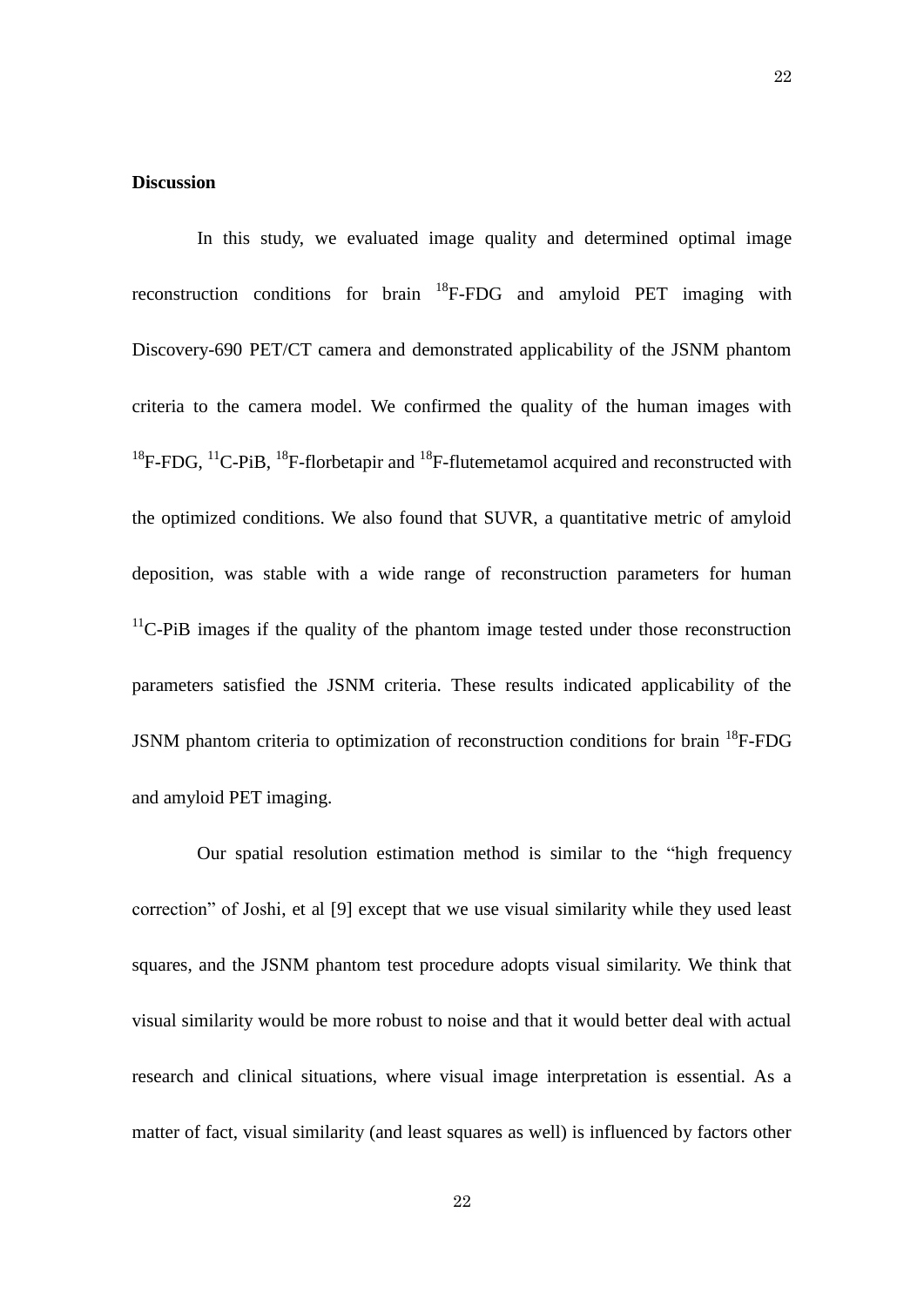**Discussion**

In this study, we evaluated image quality and determined optimal image reconstruction conditions for brain $^{18}$F-FDG and amyloid PET imaging with Discovery-690 PET/CT camera and demonstrated applicability of the JSNM phantom criteria to the camera model. We confirmed the quality of the human images with $^{18}$F-FDG, $^{11}$C-PiB, $^{18}$F-florbetapir and $^{18}$F-flutemetamol acquired and reconstructed with the optimized conditions. We also found that SUVR, a quantitative metric of amyloid deposition, was stable with a wide range of reconstruction parameters for human $^{11}$C-PiB images if the quality of the phantom image tested under those reconstruction parameters satisfied the JSNM criteria. These results indicated applicability of the JSNM phantom criteria to optimization of reconstruction conditions for brain $^{18}$F-FDG and amyloid PET imaging.

Our spatial resolution estimation method is similar to the "high frequency correction" of Joshi, et al [9] except that we use visual similarity while they used least squares, and the JSNM phantom test procedure adopts visual similarity. We think that visual similarity would be more robust to noise and that it would better deal with actual research and clinical situations, where visual image interpretation is essential. As a matter of fact, visual similarity (and least squares as well) is influenced by factors other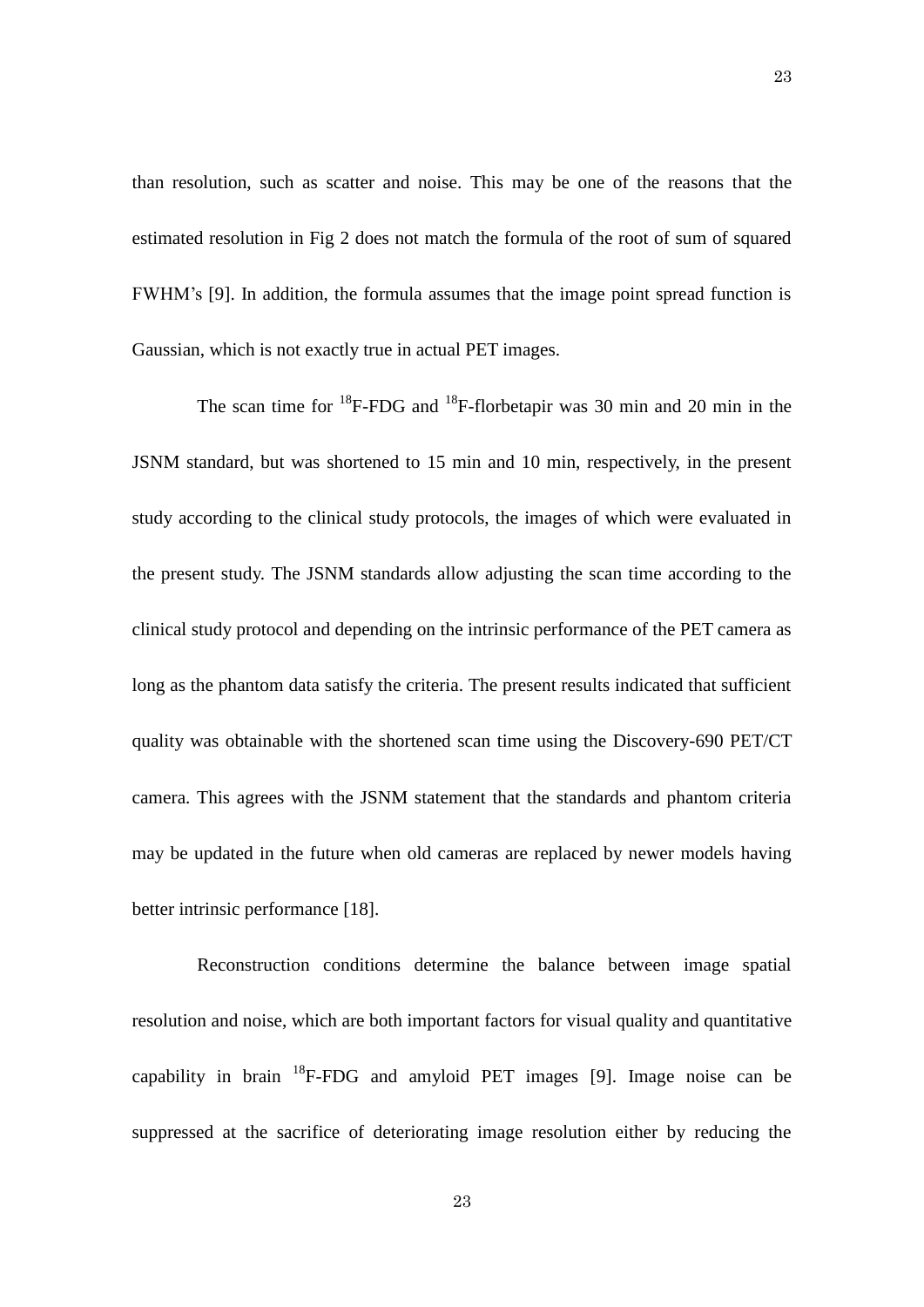than resolution, such as scatter and noise. This may be one of the reasons that the estimated resolution in Fig 2 does not match the formula of the root of sum of squared FWHM's [9]. In addition, the formula assumes that the image point spread function is Gaussian, which is not exactly true in actual PET images.

The scan time for $^{18}$F-FDG and $^{18}$F-florbetapir was 30 min and 20 min in the JSNM standard, but was shortened to 15 min and 10 min, respectively, in the present study according to the clinical study protocols, the images of which were evaluated in the present study. The JSNM standards allow adjusting the scan time according to the clinical study protocol and depending on the intrinsic performance of the PET camera as long as the phantom data satisfy the criteria. The present results indicated that sufficient quality was obtainable with the shortened scan time using the Discovery-690 PET/CT camera. This agrees with the JSNM statement that the standards and phantom criteria may be updated in the future when old cameras are replaced by newer models having better intrinsic performance [18].

Reconstruction conditions determine the balance between image spatial resolution and noise, which are both important factors for visual quality and quantitative capability in brain $^{18}$F-FDG and amyloid PET images [9]. Image noise can be suppressed at the sacrifice of deteriorating image resolution either by reducing the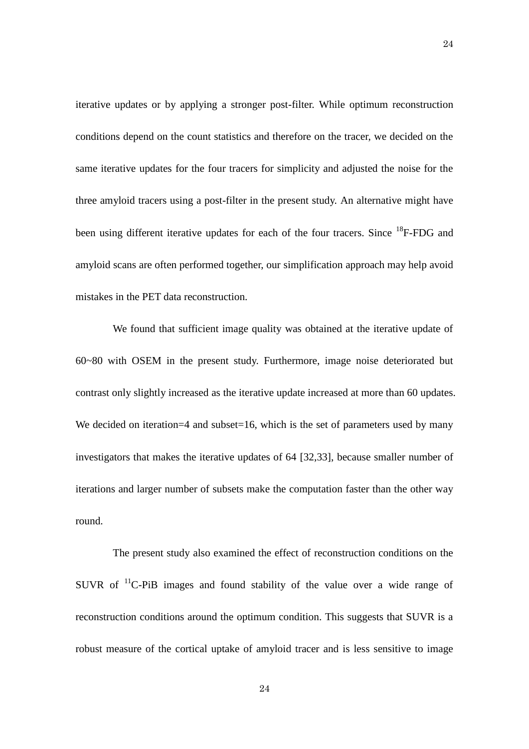iterative updates or by applying a stronger post-filter. While optimum reconstruction conditions depend on the count statistics and therefore on the tracer, we decided on the same iterative updates for the four tracers for simplicity and adjusted the noise for the three amyloid tracers using a post-filter in the present study. An alternative might have been using different iterative updates for each of the four tracers. Since $^{18}$F-FDG and amyloid scans are often performed together, our simplification approach may help avoid mistakes in the PET data reconstruction.

We found that sufficient image quality was obtained at the iterative update of 60~80 with OSEM in the present study. Furthermore, image noise deteriorated but contrast only slightly increased as the iterative update increased at more than 60 updates. We decided on iteration=4 and subset=16, which is the set of parameters used by many investigators that makes the iterative updates of 64 [32,33], because smaller number of iterations and larger number of subsets make the computation faster than the other way round.

The present study also examined the effect of reconstruction conditions on the SUVR of $^{11}$C-PiB images and found stability of the value over a wide range of reconstruction conditions around the optimum condition. This suggests that SUVR is a robust measure of the cortical uptake of amyloid tracer and is less sensitive to image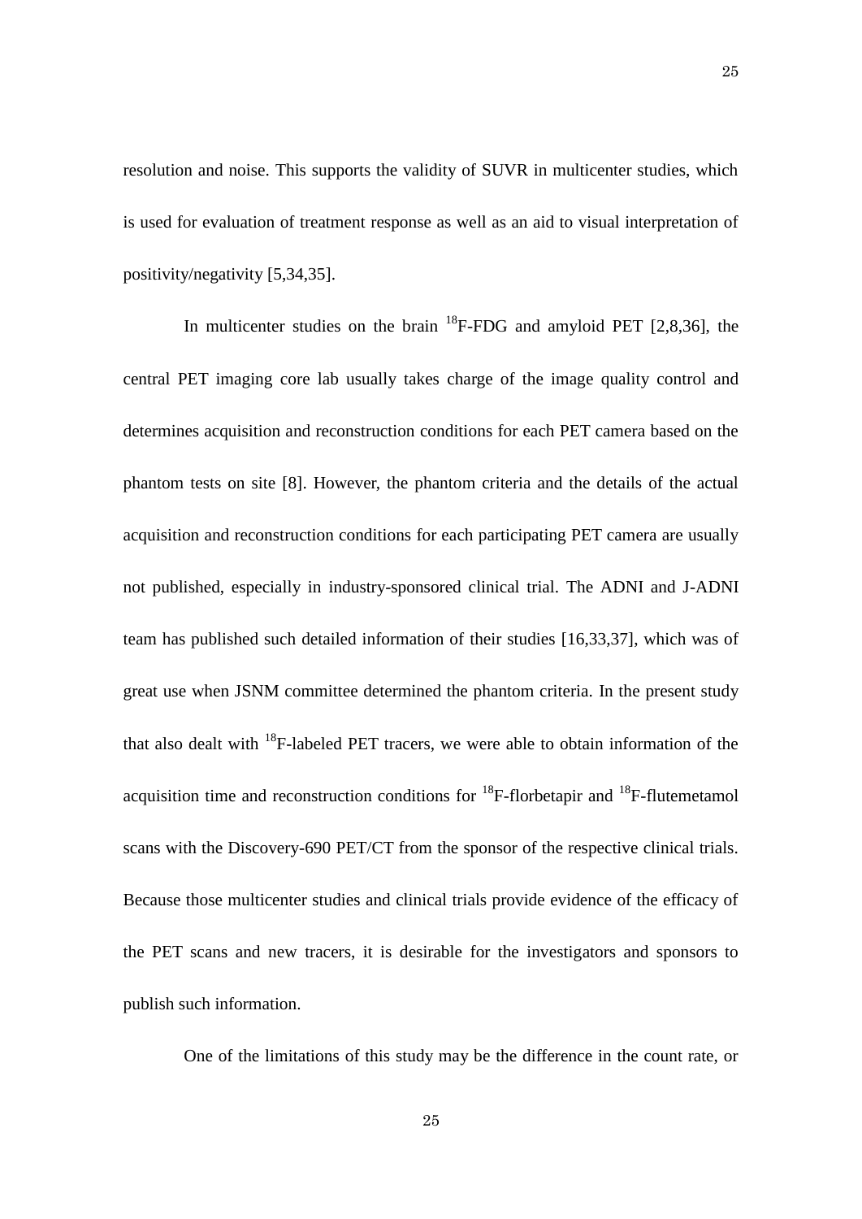resolution and noise. This supports the validity of SUVR in multicenter studies, which is used for evaluation of treatment response as well as an aid to visual interpretation of positivity/negativity [5,34,35].

In multicenter studies on the brain $^{18}$F-FDG and amyloid PET [2,8,36], the central PET imaging core lab usually takes charge of the image quality control and determines acquisition and reconstruction conditions for each PET camera based on the phantom tests on site [8]. However, the phantom criteria and the details of the actual acquisition and reconstruction conditions for each participating PET camera are usually not published, especially in industry-sponsored clinical trial. The ADNI and J-ADNI team has published such detailed information of their studies [16,33,37], which was of great use when JSNM committee determined the phantom criteria. In the present study that also dealt with $^{18}$F-labeled PET tracers, we were able to obtain information of the acquisition time and reconstruction conditions for $^{18}$F-florbetapir and $^{18}$F-flutemetamol scans with the Discovery-690 PET/CT from the sponsor of the respective clinical trials. Because those multicenter studies and clinical trials provide evidence of the efficacy of the PET scans and new tracers, it is desirable for the investigators and sponsors to publish such information.

One of the limitations of this study may be the difference in the count rate, or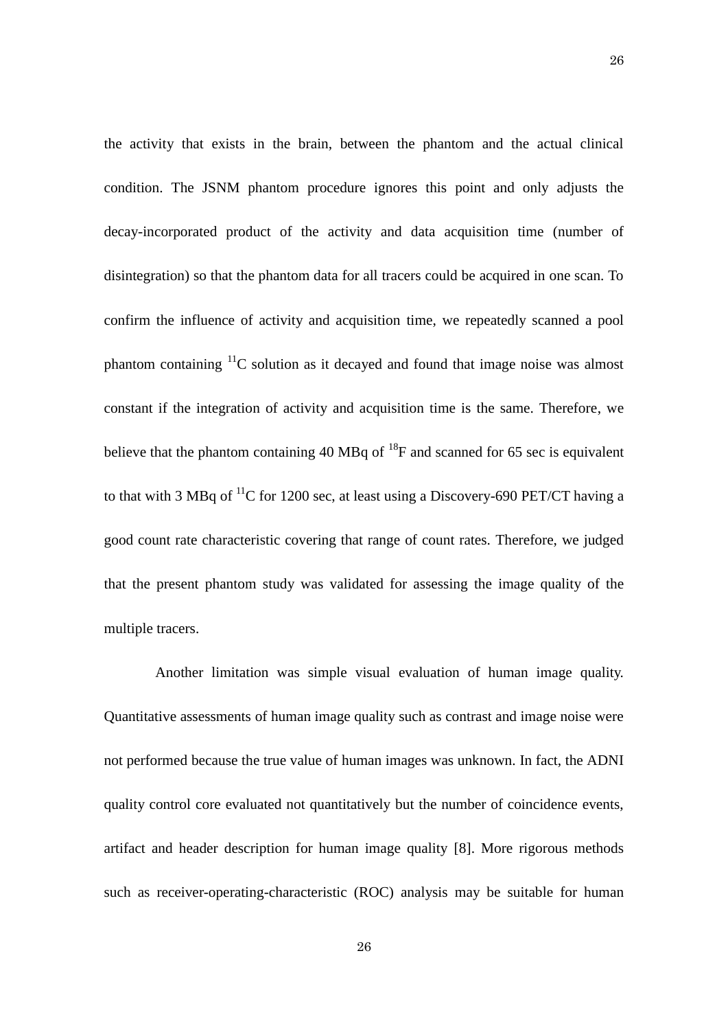the activity that exists in the brain, between the phantom and the actual clinical condition. The JSNM phantom procedure ignores this point and only adjusts the decay-incorporated product of the activity and data acquisition time (number of disintegration) so that the phantom data for all tracers could be acquired in one scan. To confirm the influence of activity and acquisition time, we repeatedly scanned a pool phantom containing $^{11}$C solution as it decayed and found that image noise was almost constant if the integration of activity and acquisition time is the same. Therefore, we believe that the phantom containing 40 MBq of $^{18}$F and scanned for 65 sec is equivalent to that with 3 MBq of $^{11}$C for 1200 sec, at least using a Discovery-690 PET/CT having a good count rate characteristic covering that range of count rates. Therefore, we judged that the present phantom study was validated for assessing the image quality of the multiple tracers.

Another limitation was simple visual evaluation of human image quality. Quantitative assessments of human image quality such as contrast and image noise were not performed because the true value of human images was unknown. In fact, the ADNI quality control core evaluated not quantitatively but the number of coincidence events, artifact and header description for human image quality [8]. More rigorous methods such as receiver-operating-characteristic (ROC) analysis may be suitable for human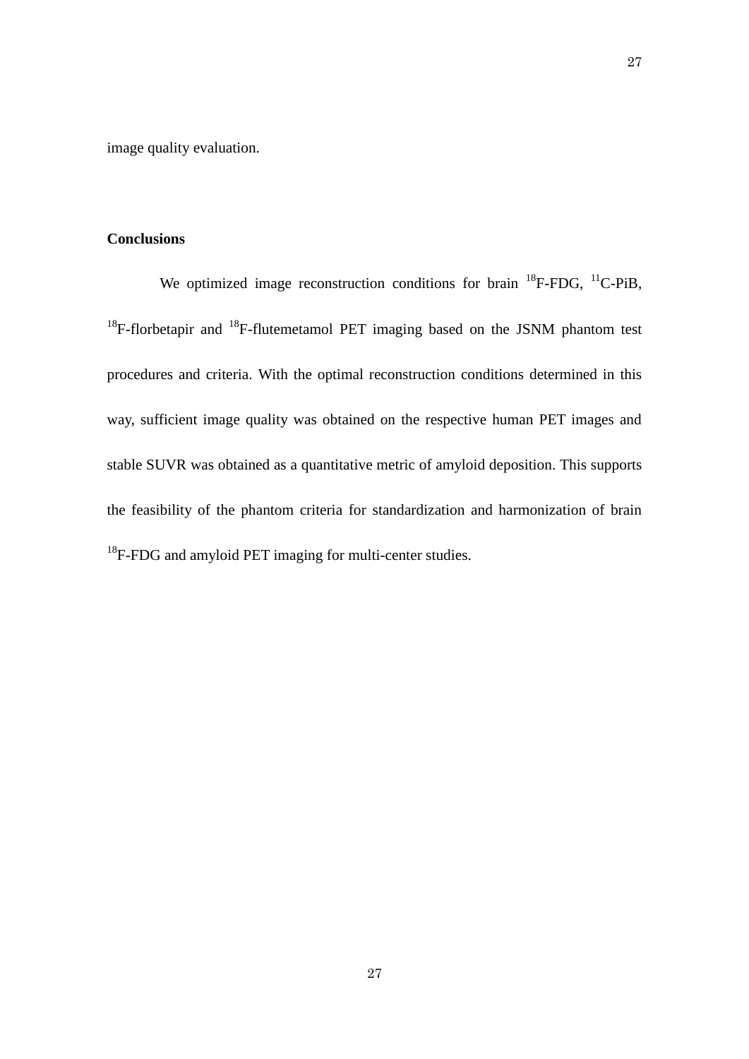image quality evaluation.

## Conclusions

We optimized image reconstruction conditions for brain $^{18}$F-FDG, $^{11}$C-PiB, $^{18}$F-florbetapir and $^{18}$F-flutemetamol PET imaging based on the JSNM phantom test procedures and criteria. With the optimal reconstruction conditions determined in this way, sufficient image quality was obtained on the respective human PET images and stable SUVR was obtained as a quantitative metric of amyloid deposition. This supports the feasibility of the phantom criteria for standardization and harmonization of brain $^{18}$F-FDG and amyloid PET imaging for multi-center studies.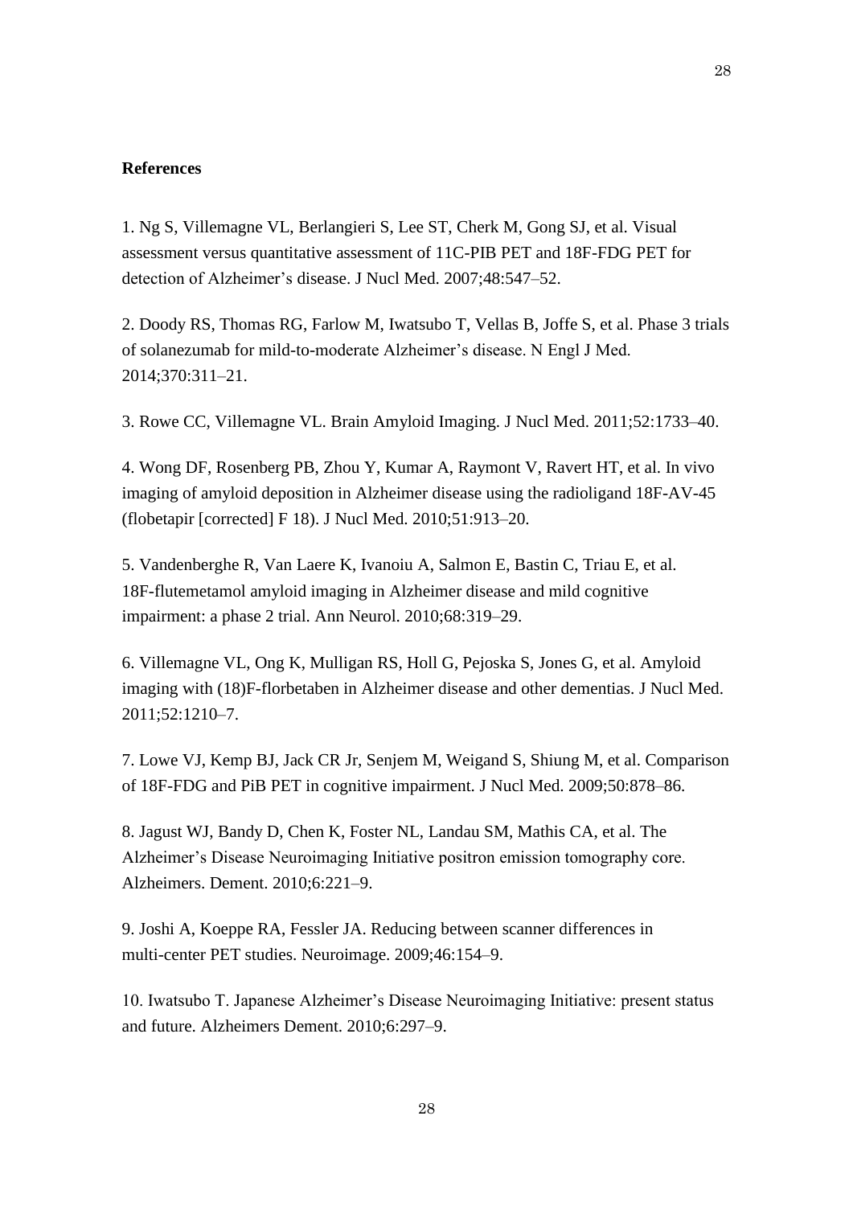**References**

1. Ng S, Villemagne VL, Berlangieri S, Lee ST, Cherk M, Gong SJ, et al. Visual assessment versus quantitative assessment of 11C-PIB PET and 18F-FDG PET for detection of Alzheimer's disease. J Nucl Med. 2007;48:547–52.

2. Doody RS, Thomas RG, Farlow M, Iwatsubo T, Vellas B, Joffe S, et al. Phase 3 trials of solanezumab for mild-to-moderate Alzheimer's disease. N Engl J Med. 2014;370:311–21.

3. Rowe CC, Villemagne VL. Brain Amyloid Imaging. J Nucl Med. 2011;52:1733–40.

4. Wong DF, Rosenberg PB, Zhou Y, Kumar A, Raymont V, Ravert HT, et al. In vivo imaging of amyloid deposition in Alzheimer disease using the radioligand 18F-AV-45 (flobetapir [corrected] F 18). J Nucl Med. 2010;51:913–20.

5. Vandenberghe R, Van Laere K, Ivanoiu A, Salmon E, Bastin C, Triau E, et al. 18F-flutemetamol amyloid imaging in Alzheimer disease and mild cognitive impairment: a phase 2 trial. Ann Neurol. 2010;68:319–29.

6. Villemagne VL, Ong K, Mulligan RS, Holl G, Pejoska S, Jones G, et al. Amyloid imaging with (18)F-florbetaben in Alzheimer disease and other dementias. J Nucl Med. 2011;52:1210–7.

7. Lowe VJ, Kemp BJ, Jack CR Jr, Senjem M, Weigand S, Shiung M, et al. Comparison of 18F-FDG and PiB PET in cognitive impairment. J Nucl Med. 2009;50:878–86.

8. Jagust WJ, Bandy D, Chen K, Foster NL, Landau SM, Mathis CA, et al. The Alzheimer's Disease Neuroimaging Initiative positron emission tomography core. Alzheimers. Dement. 2010;6:221–9.

9. Joshi A, Koeppe RA, Fessler JA. Reducing between scanner differences in multi-center PET studies. Neuroimage. 2009;46:154–9.

10. Iwatsubo T. Japanese Alzheimer's Disease Neuroimaging Initiative: present status and future. Alzheimers Dement. 2010;6:297–9.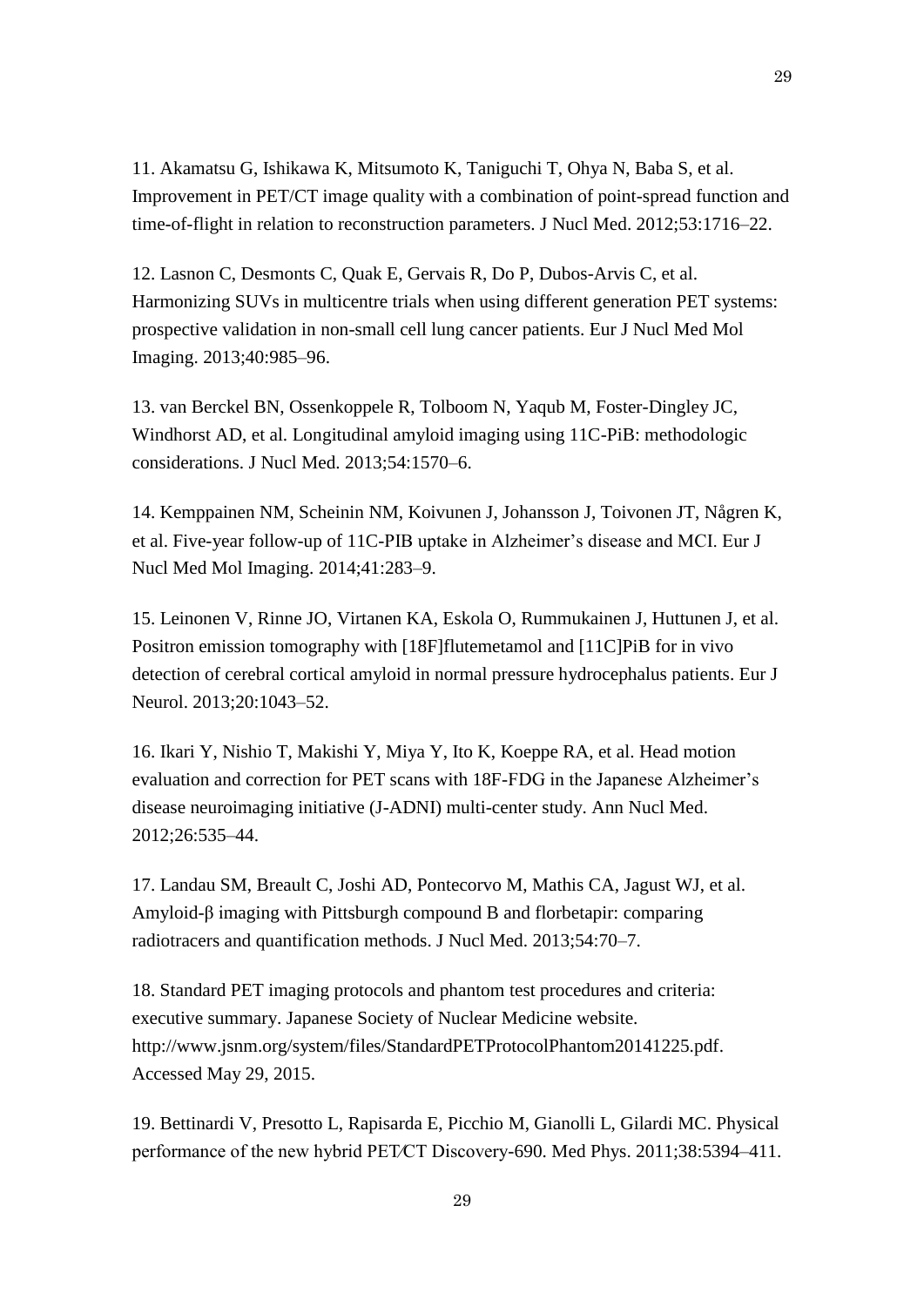11. Akamatsu G, Ishikawa K, Mitsumoto K, Taniguchi T, Ohya N, Baba S, et al. Improvement in PET/CT image quality with a combination of point-spread function and time-of-flight in relation to reconstruction parameters. J Nucl Med. 2012;53:1716–22.

12. Lasnon C, Desmonts C, Quak E, Gervais R, Do P, Dubos-Arvis C, et al. Harmonizing SUVs in multicentre trials when using different generation PET systems: prospective validation in non-small cell lung cancer patients. Eur J Nucl Med Mol Imaging. 2013;40:985–96.

13. van Berckel BN, Ossenkoppele R, Tolboom N, Yaqub M, Foster-Dingley JC, Windhorst AD, et al. Longitudinal amyloid imaging using 11C-PiB: methodologic considerations. J Nucl Med. 2013;54:1570–6.

14. Kemppainen NM, Scheinin NM, Koivunen J, Johansson J, Toivonen JT, Någren K, et al. Five-year follow-up of 11C-PIB uptake in Alzheimer's disease and MCI. Eur J Nucl Med Mol Imaging. 2014;41:283–9.

15. Leinonen V, Rinne JO, Virtanen KA, Eskola O, Rummukainen J, Huttunen J, et al. Positron emission tomography with [18F]flutemetamol and [11C]PiB for in vivo detection of cerebral cortical amyloid in normal pressure hydrocephalus patients. Eur J Neurol. 2013;20:1043–52.

16. Ikari Y, Nishio T, Makishi Y, Miya Y, Ito K, Koeppe RA, et al. Head motion evaluation and correction for PET scans with 18F-FDG in the Japanese Alzheimer's disease neuroimaging initiative (J-ADNI) multi-center study. Ann Nucl Med. 2012;26:535–44.

17. Landau SM, Breault C, Joshi AD, Pontecorvo M, Mathis CA, Jagust WJ, et al. Amyloid-β imaging with Pittsburgh compound B and florbetapir: comparing radiotracers and quantification methods. J Nucl Med. 2013;54:70–7.

18. Standard PET imaging protocols and phantom test procedures and criteria: executive summary. Japanese Society of Nuclear Medicine website. http://www.jsnm.org/system/files/StandardPETProtocolPhantom20141225.pdf. Accessed May 29, 2015.

19. Bettinardi V, Presotto L, Rapisarda E, Picchio M, Gianolli L, Gilardi MC. Physical performance of the new hybrid PET/CT Discovery-690. Med Phys. 2011;38:5394–411.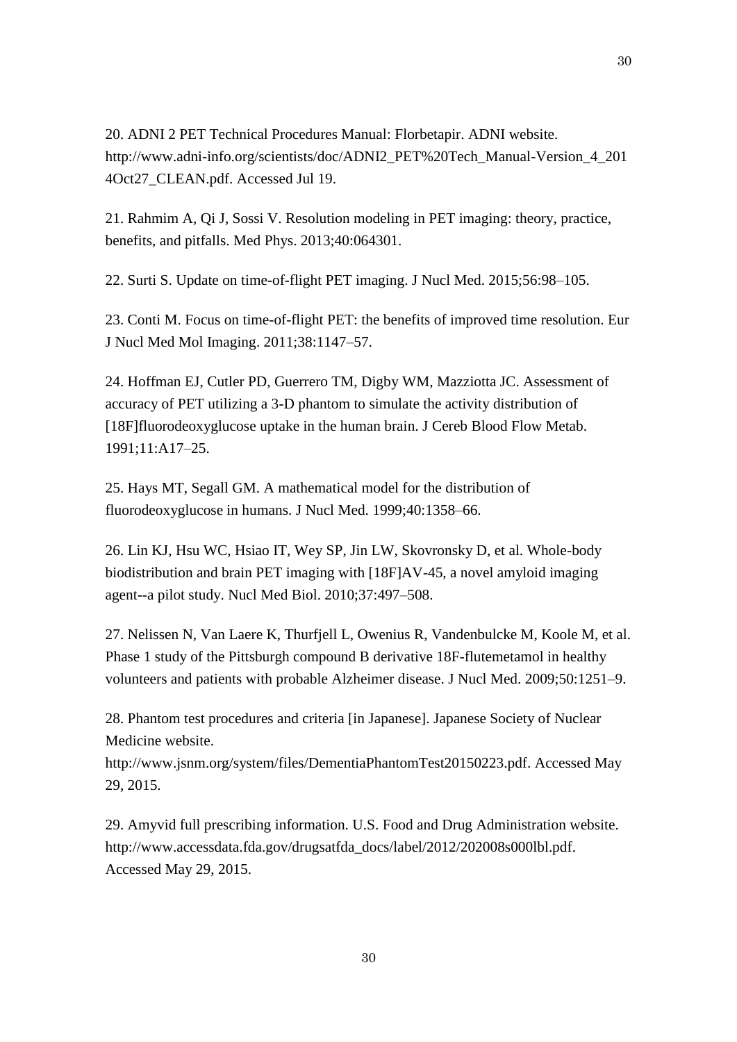20. ADNI 2 PET Technical Procedures Manual: Florbetapir. ADNI website. http://www.adni-info.org/scientists/doc/ADNI2_PET%20Tech_Manual-Version_4_2014Oct27_CLEAN.pdf. Accessed Jul 19.

21. Rahmim A, Qi J, Sossi V. Resolution modeling in PET imaging: theory, practice, benefits, and pitfalls. Med Phys. 2013;40:064301.

22. Surti S. Update on time-of-flight PET imaging. J Nucl Med. 2015;56:98–105.

23. Conti M. Focus on time-of-flight PET: the benefits of improved time resolution. Eur J Nucl Med Mol Imaging. 2011;38:1147–57.

24. Hoffman EJ, Cutler PD, Guerrero TM, Digby WM, Mazziotta JC. Assessment of accuracy of PET utilizing a 3-D phantom to simulate the activity distribution of [18F]fluorodeoxyglucose uptake in the human brain. J Cereb Blood Flow Metab. 1991;11:A17–25.

25. Hays MT, Segall GM. A mathematical model for the distribution of fluorodeoxyglucose in humans. J Nucl Med. 1999;40:1358–66.

26. Lin KJ, Hsu WC, Hsiao IT, Wey SP, Jin LW, Skovronsky D, et al. Whole-body biodistribution and brain PET imaging with [18F]AV-45, a novel amyloid imaging agent--a pilot study. Nucl Med Biol. 2010;37:497–508.

27. Nelissen N, Van Laere K, Thurfjell L, Owenius R, Vandenbulcke M, Koole M, et al. Phase 1 study of the Pittsburgh compound B derivative 18F-flutemetamol in healthy volunteers and patients with probable Alzheimer disease. J Nucl Med. 2009;50:1251–9.

28. Phantom test procedures and criteria [in Japanese]. Japanese Society of Nuclear Medicine website. http://www.jsnm.org/system/files/DementiaPhantomTest20150223.pdf. Accessed May 29, 2015.

29. Amyvid full prescribing information. U.S. Food and Drug Administration website. http://www.accessdata.fda.gov/drugsatfda_docs/label/2012/202008s000lbl.pdf. Accessed May 29, 2015.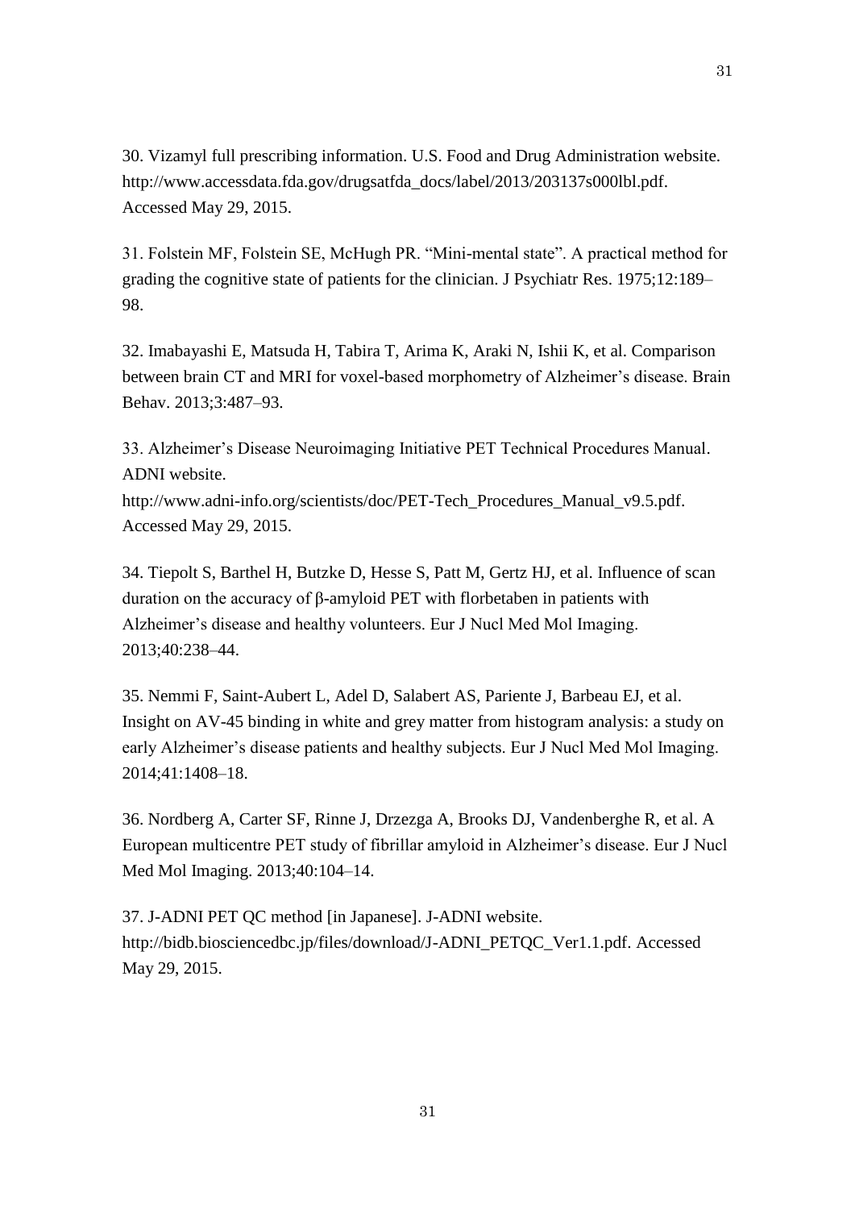30. Vizamyl full prescribing information. U.S. Food and Drug Administration website. http://www.accessdata.fda.gov/drugsatfda_docs/label/2013/203137s000lbl.pdf. Accessed May 29, 2015.

31. Folstein MF, Folstein SE, McHugh PR. “Mini-mental state”. A practical method for grading the cognitive state of patients for the clinician. J Psychiatr Res. 1975;12:189–98.

32. Imabayashi E, Matsuda H, Tabira T, Arima K, Araki N, Ishii K, et al. Comparison between brain CT and MRI for voxel-based morphometry of Alzheimer’s disease. Brain Behav. 2013;3:487–93.

33. Alzheimer’s Disease Neuroimaging Initiative PET Technical Procedures Manual. ADNI website. http://www.adni-info.org/scientists/doc/PET-Tech_Procedures_Manual_v9.5.pdf. Accessed May 29, 2015.

34. Tiepolt S, Barthel H, Butzke D, Hesse S, Patt M, Gertz HJ, et al. Influence of scan duration on the accuracy of β-amyloid PET with florbetaben in patients with Alzheimer’s disease and healthy volunteers. Eur J Nucl Med Mol Imaging. 2013;40:238–44.

35. Nemmi F, Saint-Aubert L, Adel D, Salabert AS, Pariente J, Barbeau EJ, et al. Insight on AV-45 binding in white and grey matter from histogram analysis: a study on early Alzheimer’s disease patients and healthy subjects. Eur J Nucl Med Mol Imaging. 2014;41:1408–18.

36. Nordberg A, Carter SF, Rinne J, Drzezga A, Brooks DJ, Vandenberghe R, et al. A European multicentre PET study of fibrillar amyloid in Alzheimer’s disease. Eur J Nucl Med Mol Imaging. 2013;40:104–14.

37. J-ADNI PET QC method [in Japanese]. J-ADNI website. http://bidb.biosciencedbc.jp/files/download/J-ADNI_PETQC_Ver1.1.pdf. Accessed May 29, 2015.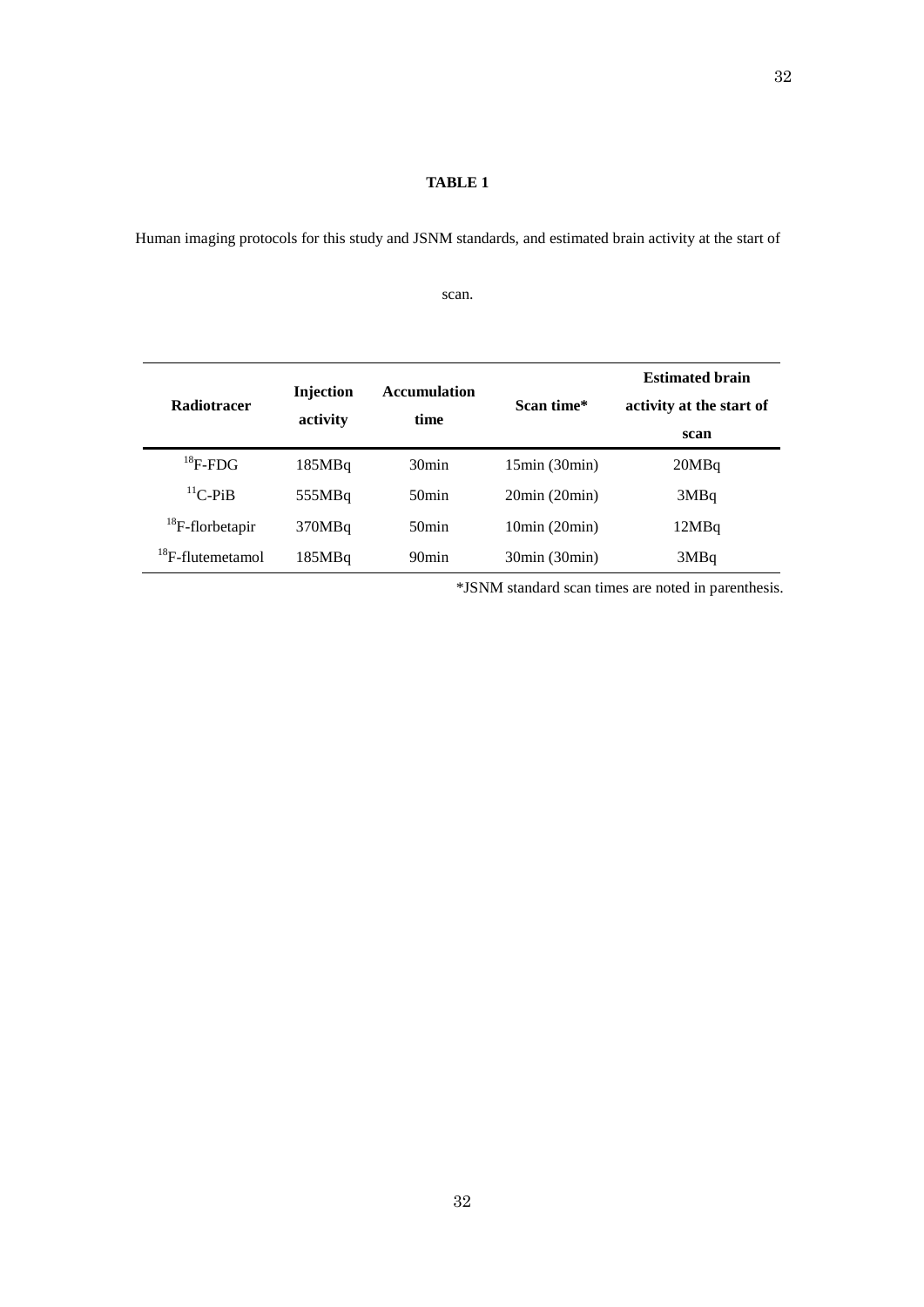**TABLE 1**

Human imaging protocols for this study and JSNM standards, and estimated brain activity at the start of scan.

| Radiotracer | Injection activity | Accumulation time | Scan time* | Estimated brain activity at the start of scan |
|---|---|---|---|---|
| $^{18}$F-FDG | 185MBq | 30min | 15min (30min) | 20MBq |
| $^{11}$C-PiB | 555MBq | 50min | 20min (20min) | 3MBq |
| $^{18}$F-florbetapir | 370MBq | 50min | 10min (20min) | 12MBq |
| $^{18}$F-flutemetamol | 185MBq | 90min | 30min (30min) | 3MBq |

*JSNM standard scan times are noted in parenthesis.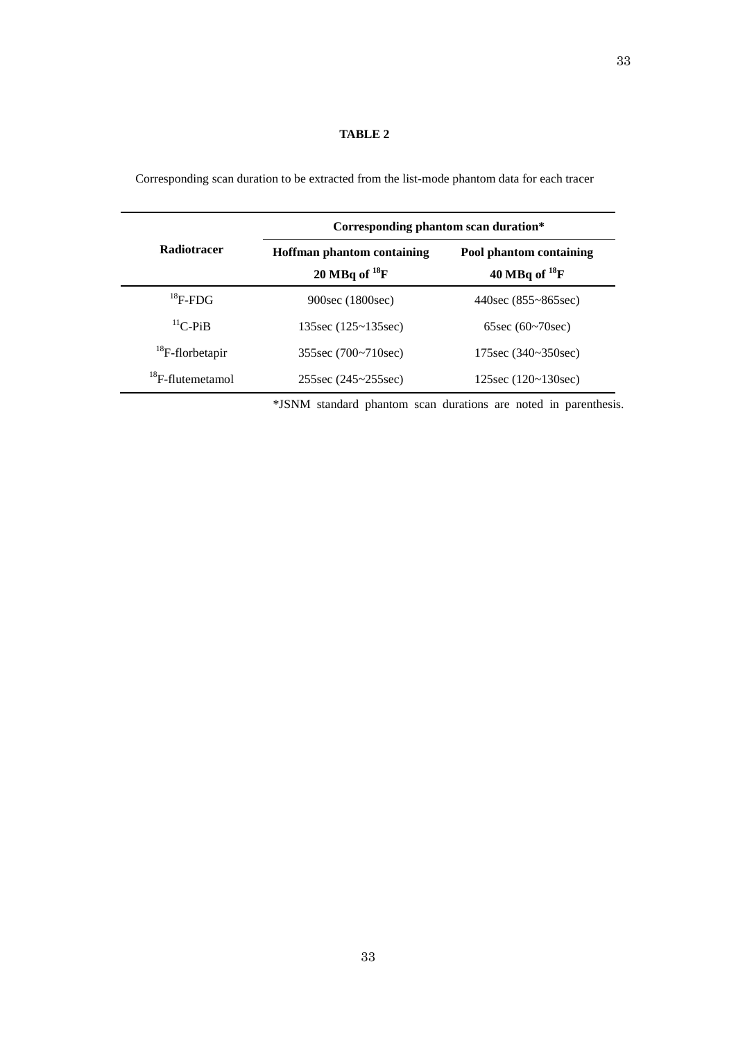**TABLE 2**

Corresponding scan duration to be extracted from the list-mode phantom data for each tracer

| Radiotracer | Corresponding phantom scan duration* | |
|---|---|---|
| | **Hoffman phantom containing 20 MBq of $^{18}$F** | **Pool phantom containing 40 MBq of $^{18}$F** |
| $^{18}$F-FDG | 900sec (1800sec) | 440sec (855~865sec) |
| $^{11}$C-PiB | 135sec (125~135sec) | 65sec (60~70sec) |
| $^{18}$F-florbetapir | 355sec (700~710sec) | 175sec (340~350sec) |
| $^{18}$F-flutemetamol | 255sec (245~255sec) | 125sec (120~130sec) |

*JSNM standard phantom scan durations are noted in parenthesis.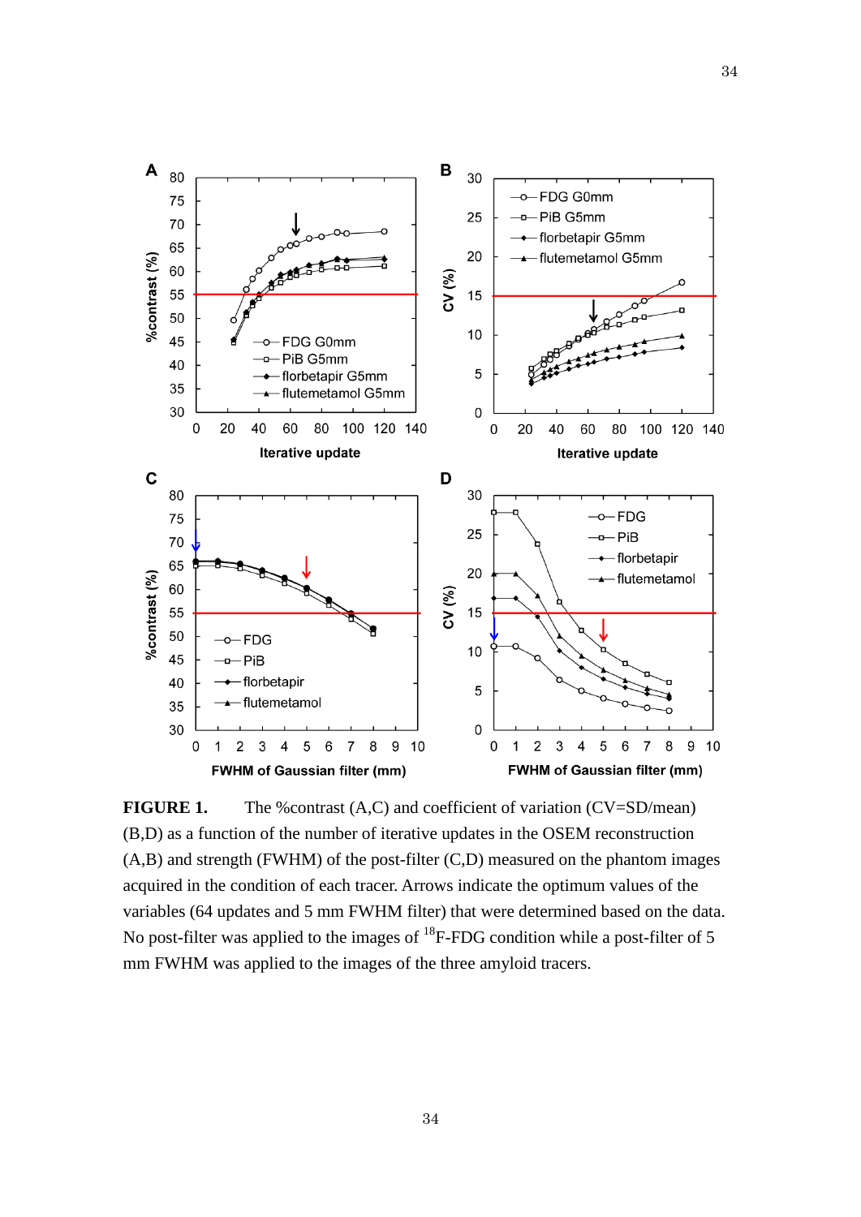**FIGURE 1.** The %contrast (A,C) and coefficient of variation (CV=SD/mean) (B,D) as a function of the number of iterative updates in the OSEM reconstruction (A,B) and strength (FWHM) of the post-filter (C,D) measured on the phantom images acquired in the condition of each tracer. Arrows indicate the optimum values of the variables (64 updates and 5 mm FWHM filter) that were determined based on the data. No post-filter was applied to the images of [18]F-FDG condition while a post-filter of 5 mm FWHM was applied to the images of the three amyloid tracers.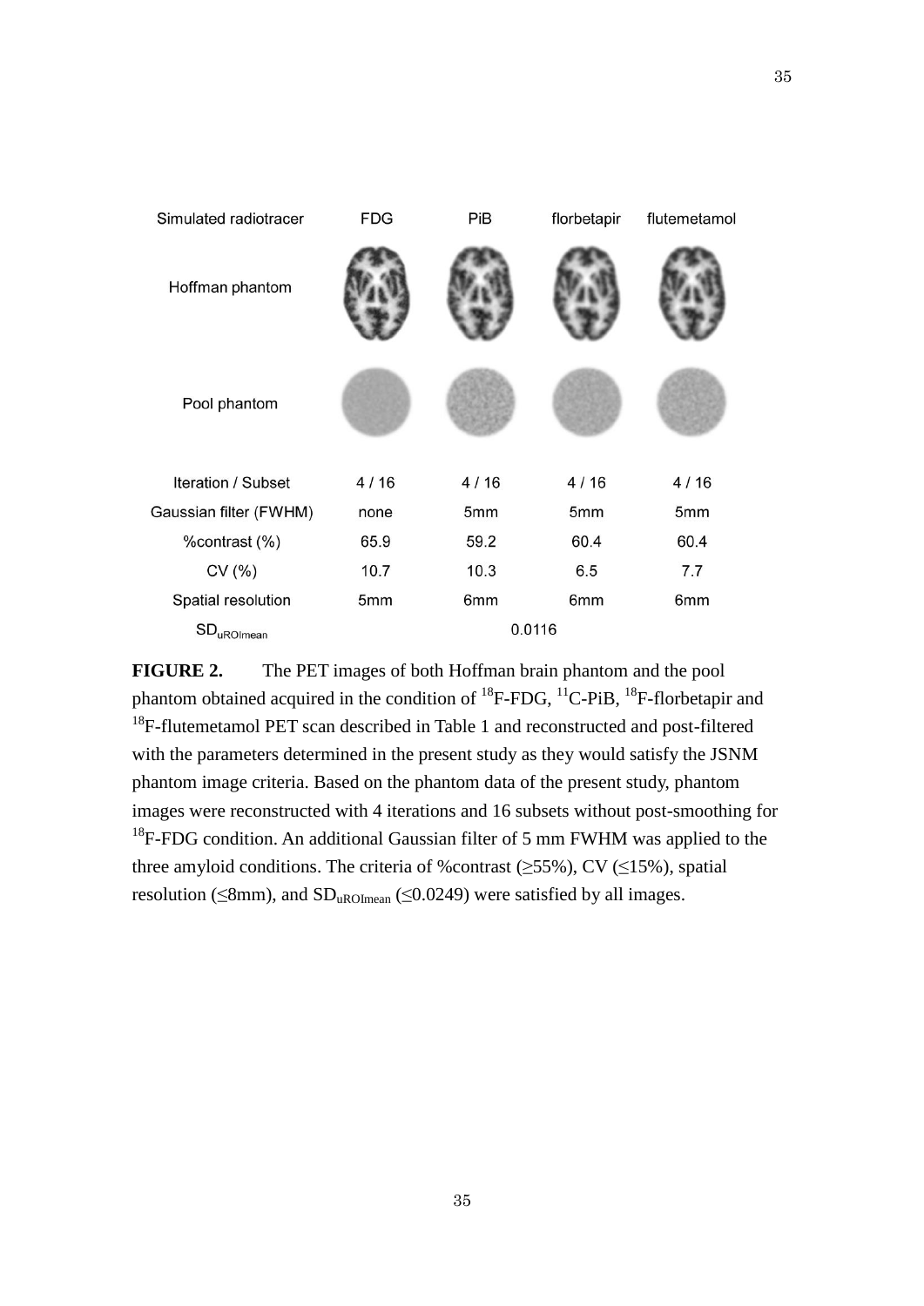| Simulated radiotracer | FDG | PiB | florbetapir | flutemetamol |
|---|---|---|---|---|
| Hoffman phantom | | | | |
| Pool phantom | | | | |
| Iteration / Subset | 4 / 16 | 4 / 16 | 4 / 16 | 4 / 16 |
| Gaussian filter (FWHM) | none | 5mm | 5mm | 5mm |
| %contrast (%) | 65.9 | 59.2 | 60.4 | 60.4 |
| CV (%) | 10.7 | 10.3 | 6.5 | 7.7 |
| Spatial resolution | 5mm | 6mm | 6mm | 6mm |
| $SD_{uROImean}$ | 0.0116 | | | |

**FIGURE 2.** The PET images of both Hoffman brain phantom and the pool phantom obtained acquired in the condition of $^{18}$F-FDG, $^{11}$C-PiB, $^{18}$F-florbetapir and $^{18}$F-flutemetamol PET scan described in Table 1 and reconstructed and post-filtered with the parameters determined in the present study as they would satisfy the JSNM phantom image criteria. Based on the phantom data of the present study, phantom images were reconstructed with 4 iterations and 16 subsets without post-smoothing for $^{18}$F-FDG condition. An additional Gaussian filter of 5 mm FWHM was applied to the three amyloid conditions. The criteria of %contrast (≥55%), CV (≤15%), spatial resolution (≤8mm), and $SD_{uROImean}$ (≤0.0249) were satisfied by all images.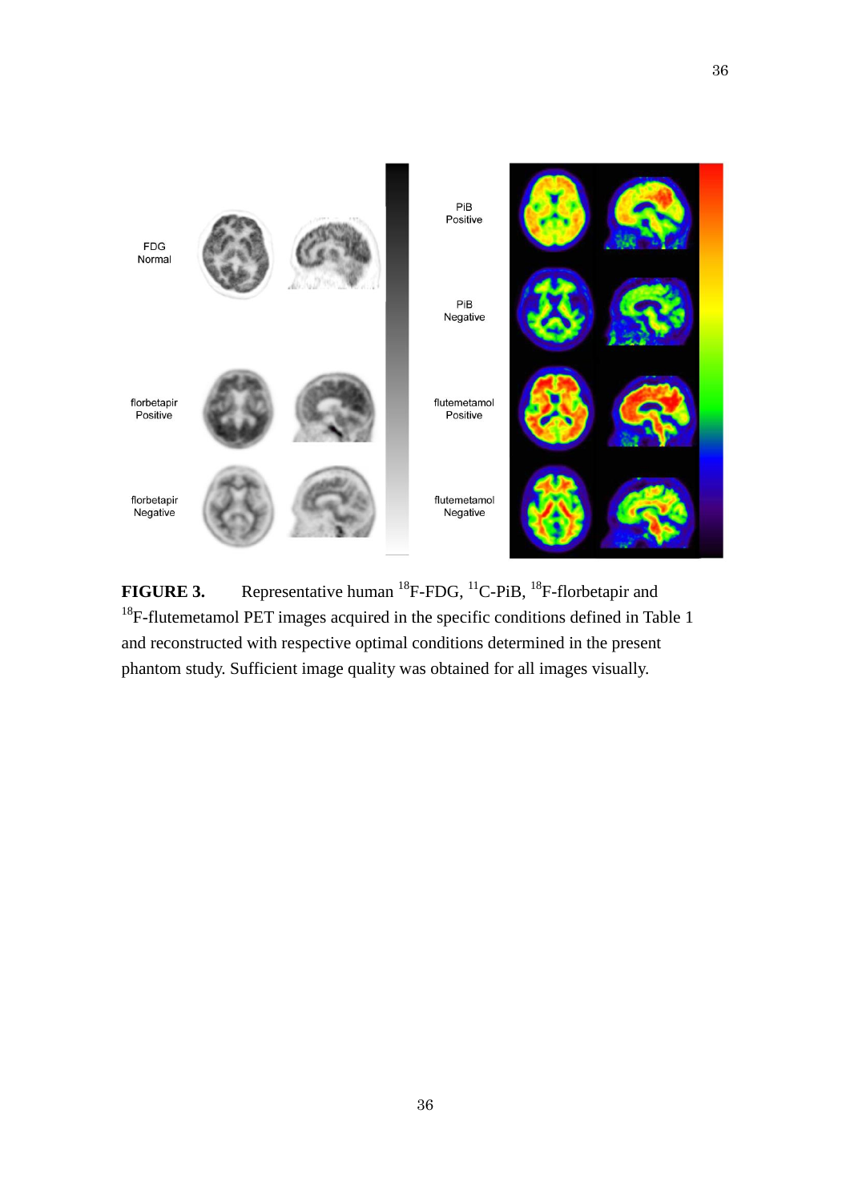**FIGURE 3.** Representative human $^{18}$F-FDG, $^{11}$C-PiB, $^{18}$F-florbetapir and $^{18}$F-flutemetamol PET images acquired in the specific conditions defined in Table 1 and reconstructed with respective optimal conditions determined in the present phantom study. Sufficient image quality was obtained for all images visually.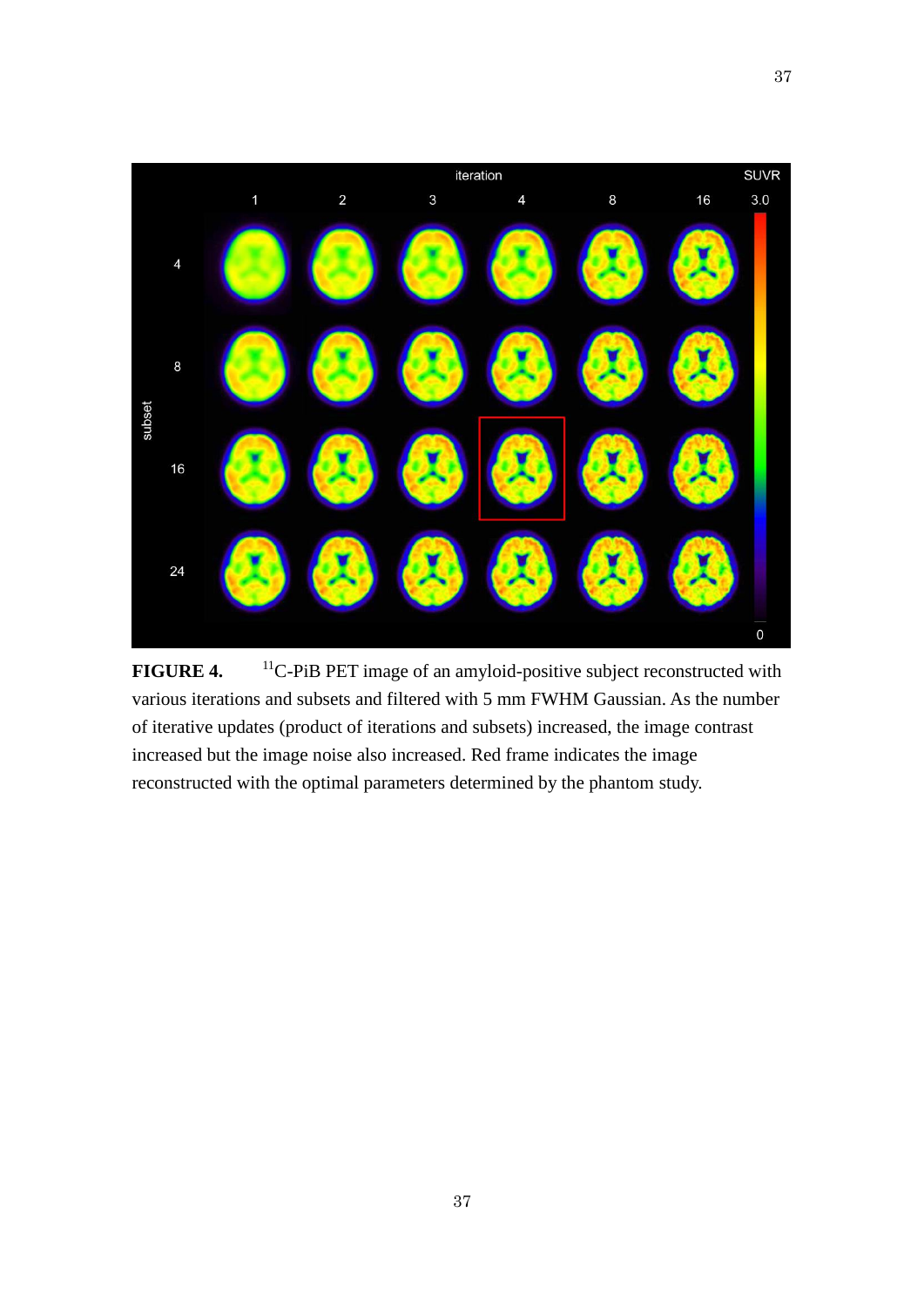**FIGURE 4.** [11]C-PiB PET image of an amyloid-positive subject reconstructed with various iterations and subsets and filtered with 5 mm FWHM Gaussian. As the number of iterative updates (product of iterations and subsets) increased, the image contrast increased but the image noise also increased. Red frame indicates the image reconstructed with the optimal parameters determined by the phantom study.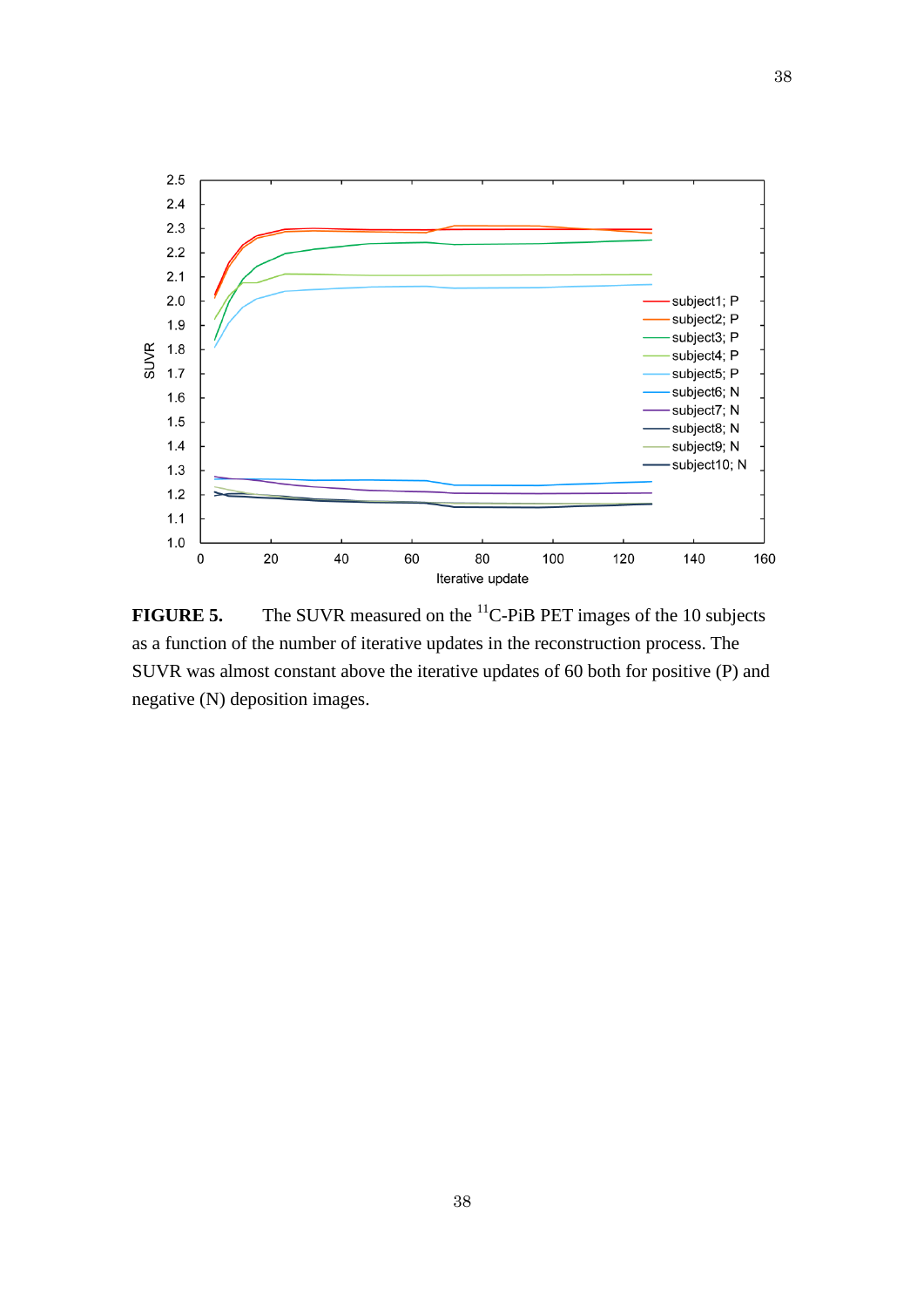2.5
2.4
2.3
2.2
2.1
2.0
1.9
1.8
1.7
1.6
1.5
1.4
1.3
1.2
1.1
1.0

SUVR

0
20
40
60
80
100
120
140
160

Iterative update

subject1; P
subject2; P
subject3; P
subject4; P
subject5; P
subject6; N
subject7; N
subject8; N
subject9; N
subject10; N

**FIGURE 5.** The SUVR measured on the $^{11}$C-PiB PET images of the 10 subjects as a function of the number of iterative updates in the reconstruction process. The SUVR was almost constant above the iterative updates of 60 both for positive (P) and negative (N) deposition images.